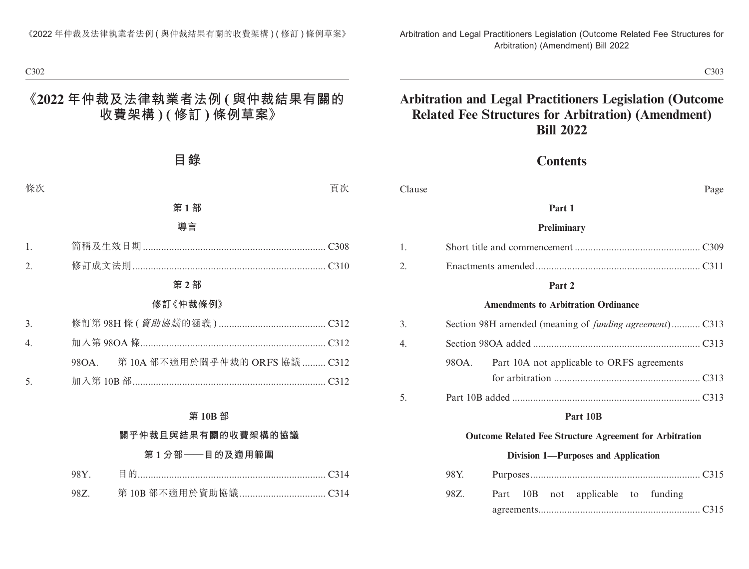# 《2022 年仲裁及法律執業者法例 (與仲裁結果有關的收費架構) (修訂) 條例草案》

## 目錄

條次 頁次

**第 1 部**

**導言**

1. 簡稱及生效日期 ...... C308
2. 修訂成文法則 ...... C310

**第 2 部**

**修訂《仲裁條例》**

3. 修訂第 98H 條 (*資助協議*的涵義) ...... C312
4. 加入第 98OA 條 ...... C312
   - 98OA. 第 10A 部不適用於關乎仲裁的 ORFS 協議 ...... C312
5. 加入第 10B 部 ...... C312

**第 10B 部**

**關乎仲裁且與結果有關的收費架構的協議**

**第 1 分部——目的及適用範圍**

- 98Y. 目的 ...... C314
- 98Z. 第 10B 部不適用於資助協議 ...... C314

# Arbitration and Legal Practitioners Legislation (Outcome Related Fee Structures for Arbitration) (Amendment) Bill 2022

## Contents

Clause Page

**Part 1**

**Preliminary**

1. Short title and commencement ...... C309
2. Enactments amended ...... C311

**Part 2**

**Amendments to Arbitration Ordinance**

3. Section 98H amended (meaning of *funding agreement*) ...... C313
4. Section 98OA added ...... C313
   - 98OA. Part 10A not applicable to ORFS agreements for arbitration ...... C313
5. Part 10B added ...... C313

**Part 10B**

**Outcome Related Fee Structure Agreement for Arbitration**

**Division 1—Purposes and Application**

- 98Y. Purposes ...... C315
- 98Z. Part 10B not applicable to funding agreements ...... C315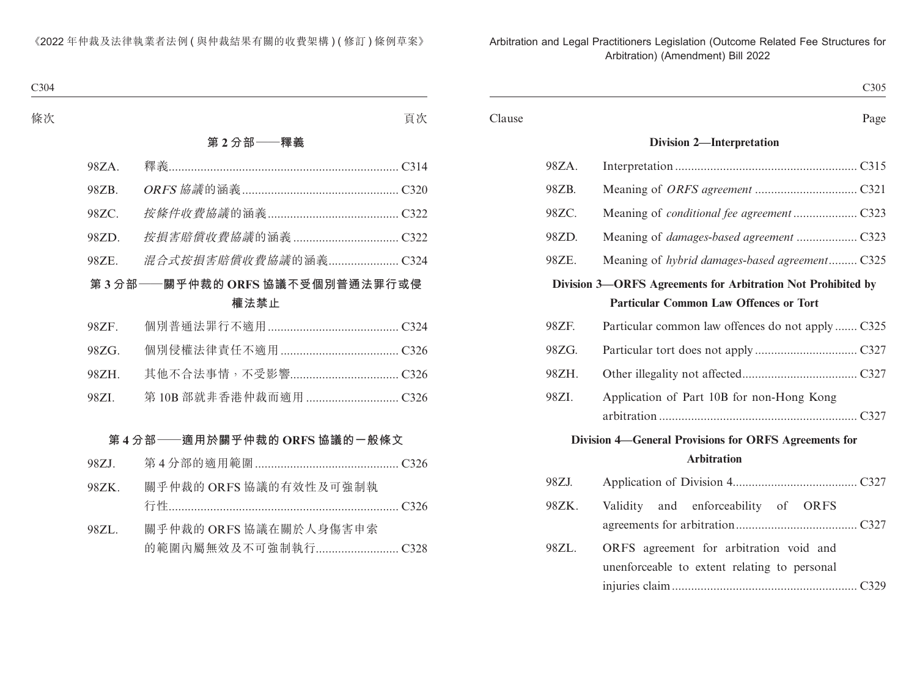| 條次 | | 頁次 |
|---|---|---|
| **第 2 分部——釋義** | | |
| 98ZA. | 釋義 | C314 |
| 98ZB. | *ORFS 協議*的涵義 | C320 |
| 98ZC. | *按條件收費協議*的涵義 | C322 |
| 98ZD. | *按損害賠償收費協議*的涵義 | C322 |
| 98ZE. | *混合式按損害賠償收費協議*的涵義 | C324 |
| **第 3 分部——關乎仲裁的 ORFS 協議不受個別普通法罪行或侵權法禁止** | | |
| 98ZF. | 個別普通法罪行不適用 | C324 |
| 98ZG. | 個別侵權法律責任不適用 | C326 |
| 98ZH. | 其他不合法事情，不受影響 | C326 |
| 98ZI. | 第 10B 部就非香港仲裁而適用 | C326 |
| **第 4 分部——適用於關乎仲裁的 ORFS 協議的一般條文** | | |
| 98ZJ. | 第 4 分部的適用範圍 | C326 |
| 98ZK. | 關乎仲裁的 ORFS 協議的有效性及可強制執行性 | C326 |
| 98ZL. | 關乎仲裁的 ORFS 協議在關於人身傷害申索的範圍內屬無效及不可強制執行 | C328 |

| Clause | | Page |
|---|---|---|
| **Division 2—Interpretation** | | |
| 98ZA. | Interpretation | C315 |
| 98ZB. | Meaning of *ORFS agreement* | C321 |
| 98ZC. | Meaning of *conditional fee agreement* | C323 |
| 98ZD. | Meaning of *damages-based agreement* | C323 |
| 98ZE. | Meaning of *hybrid damages-based agreement* | C325 |
| **Division 3—ORFS Agreements for Arbitration Not Prohibited by Particular Common Law Offences or Tort** | | |
| 98ZF. | Particular common law offences do not apply | C325 |
| 98ZG. | Particular tort does not apply | C327 |
| 98ZH. | Other illegality not affected | C327 |
| 98ZI. | Application of Part 10B for non-Hong Kong arbitration | C327 |
| **Division 4—General Provisions for ORFS Agreements for Arbitration** | | |
| 98ZJ. | Application of Division 4 | C327 |
| 98ZK. | Validity and enforceability of ORFS agreements for arbitration | C327 |
| 98ZL. | ORFS agreement for arbitration void and unenforceable to extent relating to personal injuries claim | C329 |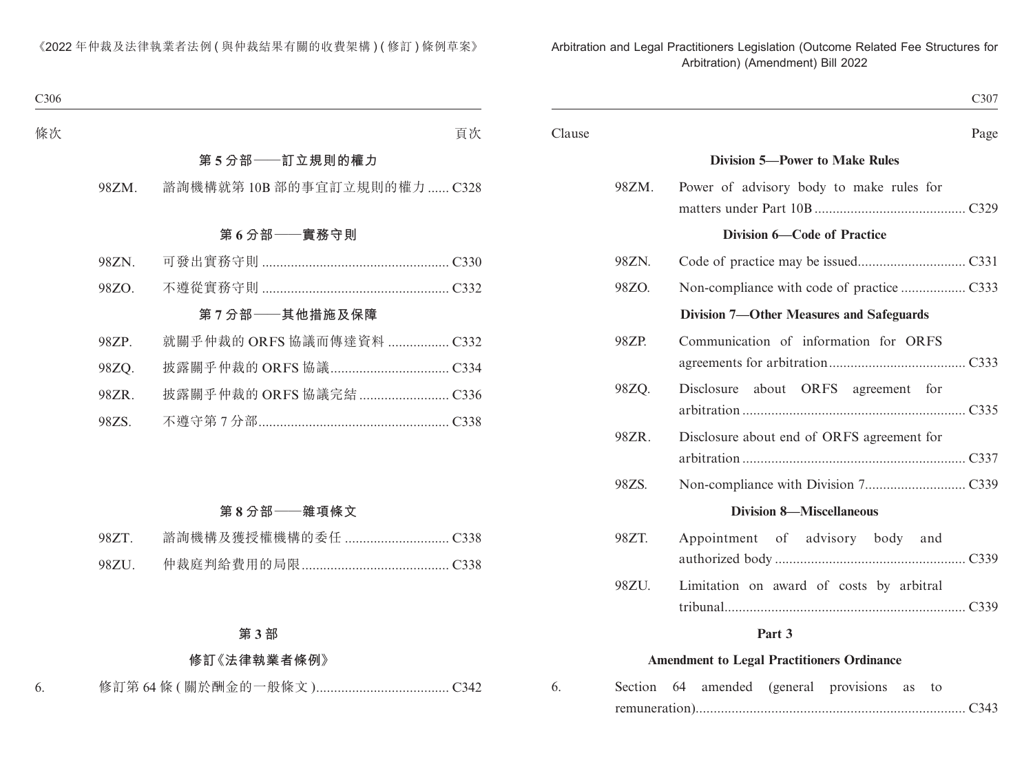條次 頁次

**第 5 分部——訂立規則的權力**

98ZM. 諮詢機構就第 10B 部的事宜訂立規則的權力...... C328

**第 6 分部——實務守則**

98ZN. 可發出實務守則.................................................... C330

98ZO. 不遵從實務守則.................................................... C332

**第 7 分部——其他措施及保障**

98ZP. 就關乎仲裁的 ORFS 協議而傳達資料................. C332

98ZQ. 披露關乎仲裁的 ORFS 協議................................. C334

98ZR. 披露關乎仲裁的 ORFS 協議完結......................... C336

98ZS. 不遵守第 7 分部..................................................... C338

**第 8 分部——雜項條文**

98ZT. 諮詢機構及獲授權機構的委任............................. C338

98ZU. 仲裁庭判給費用的局限......................................... C338

**第 3 部**

**修訂《法律執業者條例》**

6. 修訂第 64 條 (關於酬金的一般條文)..................................... C342

Clause Page

**Division 5—Power to Make Rules**

98ZM. Power of advisory body to make rules for matters under Part 10B.......................................... C329

**Division 6—Code of Practice**

98ZN. Code of practice may be issued.............................. C331

98ZO. Non-compliance with code of practice.................. C333

**Division 7—Other Measures and Safeguards**

98ZP. Communication of information for ORFS agreements for arbitration...................................... C333

98ZQ. Disclosure about ORFS agreement for arbitration.............................................................. C335

98ZR. Disclosure about end of ORFS agreement for arbitration.............................................................. C337

98ZS. Non-compliance with Division 7............................ C339

**Division 8—Miscellaneous**

98ZT. Appointment of advisory body and authorized body..................................................... C339

98ZU. Limitation on award of costs by arbitral tribunal.................................................................. C339

**Part 3**

**Amendment to Legal Practitioners Ordinance**

6. Section 64 amended (general provisions as to remuneration)........................................................................... C343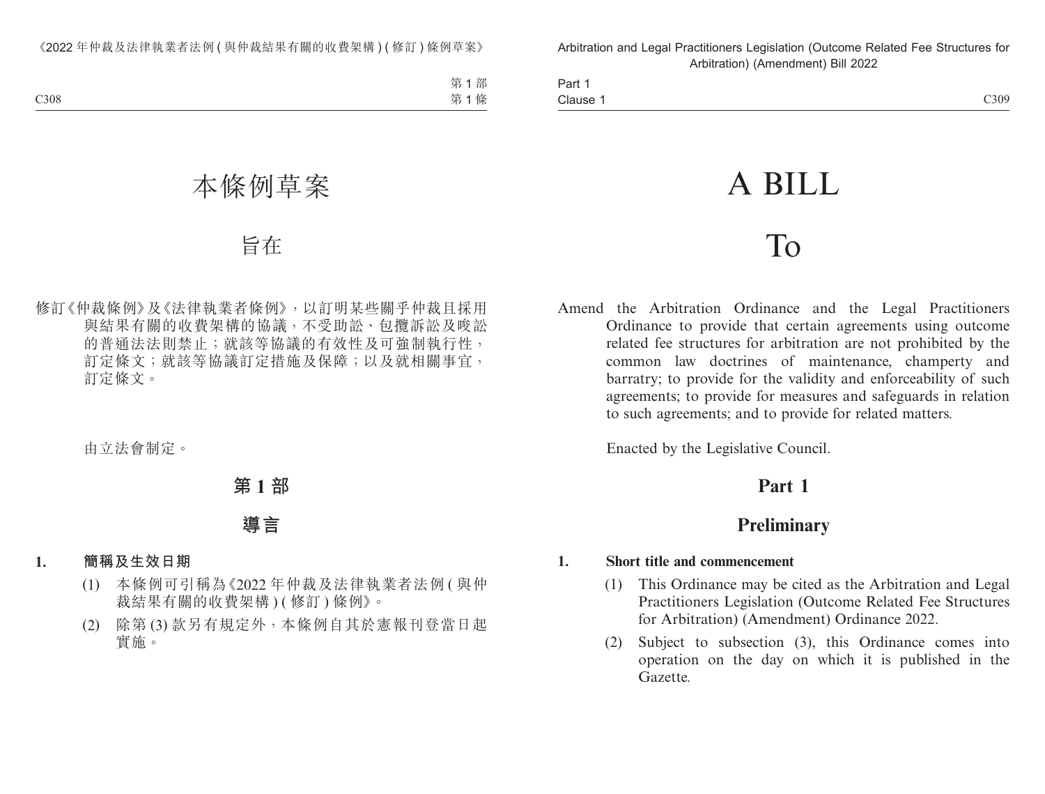# 本條例草案

## 旨在

修訂《仲裁條例》及《法律執業者條例》，以訂明某些關乎仲裁且採用與結果有關的收費架構的協議，不受助訟、包攬訴訟及唆訟的普通法法則禁止；就該等協議的有效性及可強制執行性，訂定條文；就該等協議訂定措施及保障；以及就相關事宜，訂定條文。

由立法會制定。

## 第 1 部

## 導言

**1. 簡稱及生效日期**

(1) 本條例可引稱為《2022 年仲裁及法律執業者法例 (與仲裁結果有關的收費架構) (修訂) 條例》。

(2) 除第 (3) 款另有規定外，本條例自其於憲報刊登當日起實施。

# A BILL

## To

Amend the Arbitration Ordinance and the Legal Practitioners Ordinance to provide that certain agreements using outcome related fee structures for arbitration are not prohibited by the common law doctrines of maintenance, champerty and barratry; to provide for the validity and enforceability of such agreements; to provide for measures and safeguards in relation to such agreements; and to provide for related matters.

Enacted by the Legislative Council.

## Part 1

## Preliminary

**1. Short title and commencement**

(1) This Ordinance may be cited as the Arbitration and Legal Practitioners Legislation (Outcome Related Fee Structures for Arbitration) (Amendment) Ordinance 2022.

(2) Subject to subsection (3), this Ordinance comes into operation on the day on which it is published in the Gazette.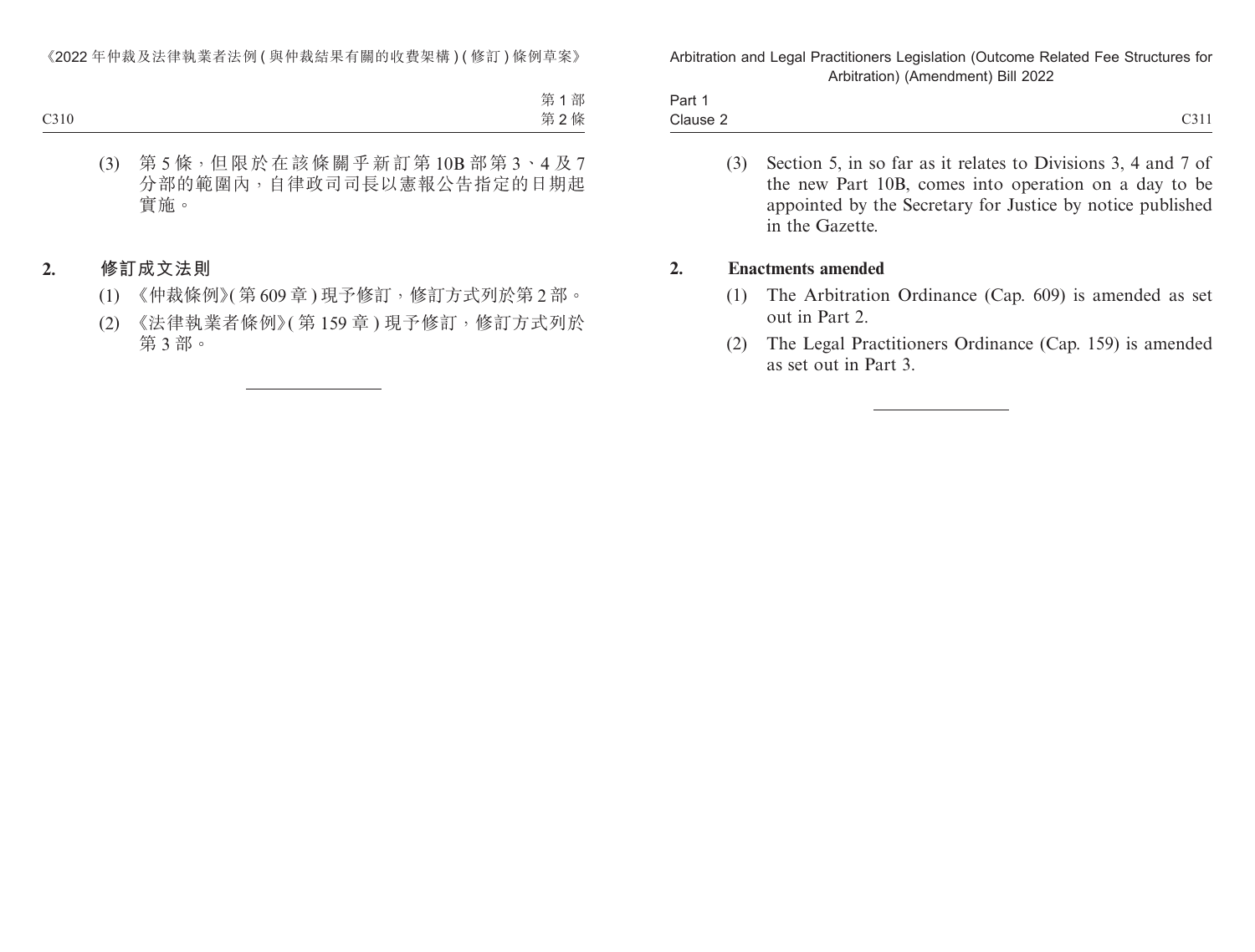(3) 第 5 條，但限於在該條關乎新訂第 10B 部第 3、4 及 7 分部的範圍內，自律政司司長以憲報公告指定的日期起實施。

## 2. 修訂成文法則

(1) 《仲裁條例》(第 609 章) 現予修訂，修訂方式列於第 2 部。

(2) 《法律執業者條例》(第 159 章) 現予修訂，修訂方式列於第 3 部。

---

(3) Section 5, in so far as it relates to Divisions 3, 4 and 7 of the new Part 10B, comes into operation on a day to be appointed by the Secretary for Justice by notice published in the Gazette.

## 2. Enactments amended

(1) The Arbitration Ordinance (Cap. 609) is amended as set out in Part 2.

(2) The Legal Practitioners Ordinance (Cap. 159) is amended as set out in Part 3.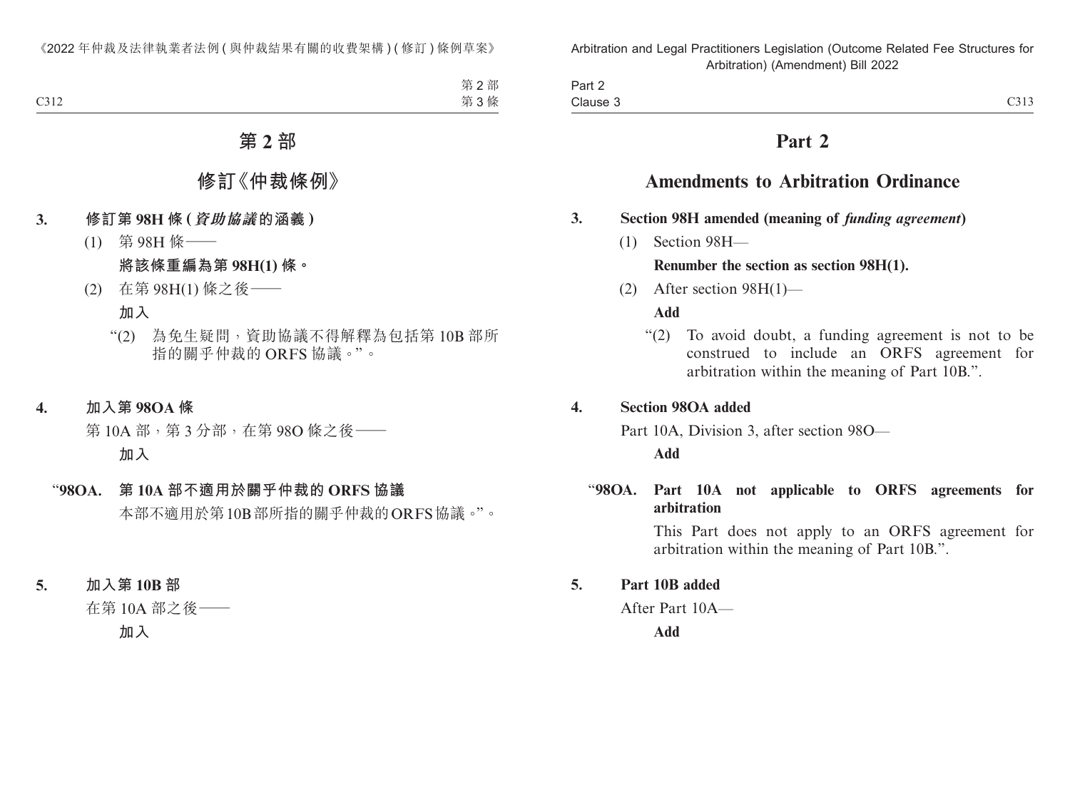# 第 2 部

## 修訂《仲裁條例》

**3. 修訂第 98H 條 (*資助協議*的涵義)**

(1) 第 98H 條——

**將該條重編為第 98H(1) 條。**

(2) 在第 98H(1) 條之後——

**加入**

“(2) 為免生疑問，資助協議不得解釋為包括第 10B 部所指的關乎仲裁的 ORFS 協議。”。

**4. 加入第 98OA 條**

第 10A 部，第 3 分部，在第 98O 條之後——

**加入**

**“98OA. 第 10A 部不適用於關乎仲裁的 ORFS 協議**

本部不適用於第10B部所指的關乎仲裁的ORFS協議。”。

**5. 加入第 10B 部**

在第 10A 部之後——

**加入**

# Part 2

## Amendments to Arbitration Ordinance

**3. Section 98H amended (meaning of *funding agreement*)**

(1) Section 98H—

**Renumber the section as section 98H(1).**

(2) After section 98H(1)—

**Add**

“(2) To avoid doubt, a funding agreement is not to be construed to include an ORFS agreement for arbitration within the meaning of Part 10B.”.

**4. Section 98OA added**

Part 10A, Division 3, after section 98O—

**Add**

**“98OA. Part 10A not applicable to ORFS agreements for arbitration**

This Part does not apply to an ORFS agreement for arbitration within the meaning of Part 10B.”.

**5. Part 10B added**

After Part 10A—

**Add**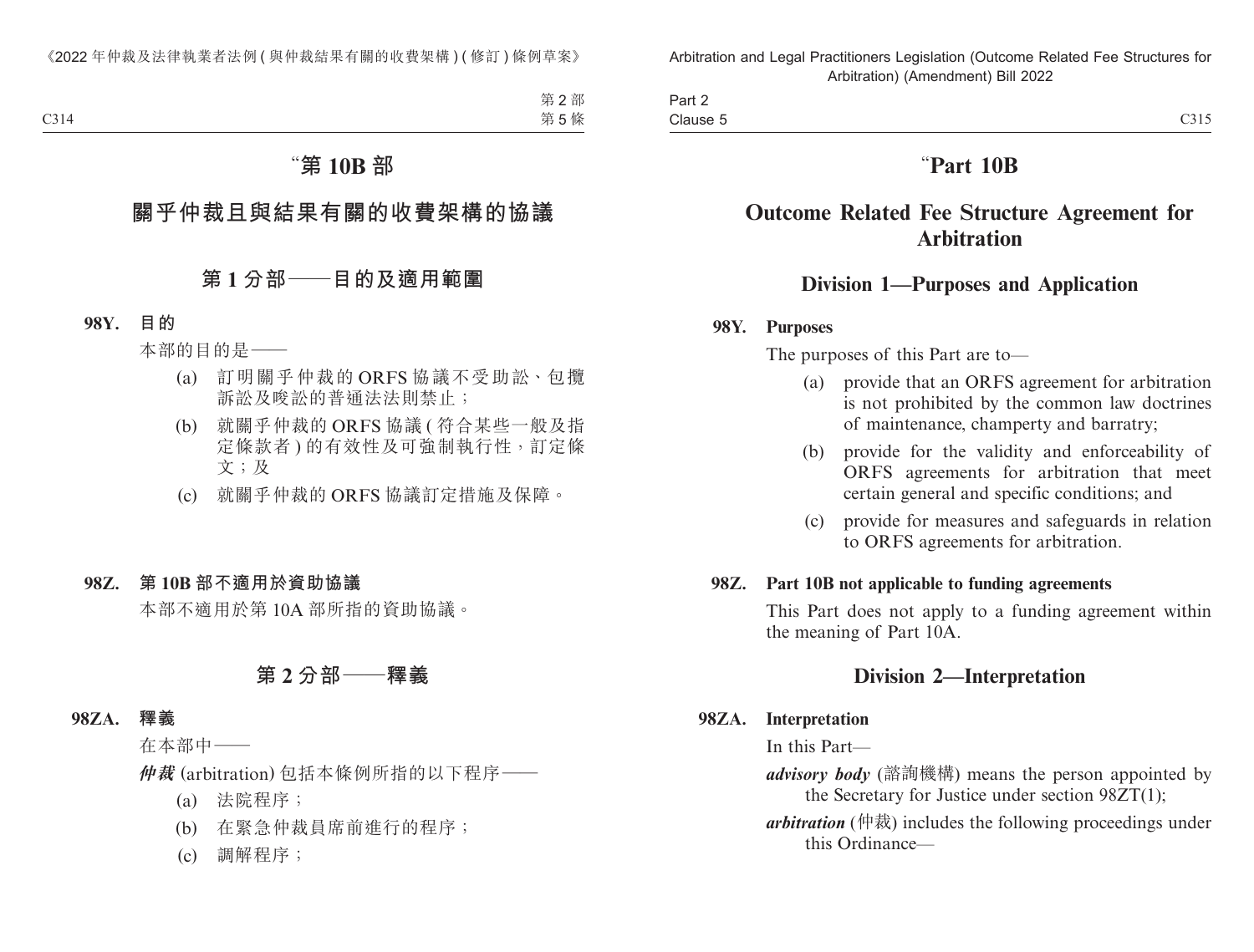# “第 10B 部

## 關乎仲裁且與結果有關的收費架構的協議

### 第 1 分部——目的及適用範圍

**98Y. 目的**

本部的目的是——

(a) 訂明關乎仲裁的 ORFS 協議不受助訟、包攬訴訟及唆訟的普通法法則禁止；

(b) 就關乎仲裁的 ORFS 協議 (符合某些一般及指定條款者) 的有效性及可強制執行性，訂定條文；及

(c) 就關乎仲裁的 ORFS 協議訂定措施及保障。

**98Z. 第 10B 部不適用於資助協議**

本部不適用於第 10A 部所指的資助協議。

### 第 2 分部——釋義

**98ZA. 釋義**

在本部中——

***仲裁*** (arbitration) 包括本條例所指的以下程序——

(a) 法院程序；

(b) 在緊急仲裁員席前進行的程序；

(c) 調解程序；

# “Part 10B

## Outcome Related Fee Structure Agreement for Arbitration

### Division 1—Purposes and Application

**98Y. Purposes**

The purposes of this Part are to—

(a) provide that an ORFS agreement for arbitration is not prohibited by the common law doctrines of maintenance, champerty and barratry;

(b) provide for the validity and enforceability of ORFS agreements for arbitration that meet certain general and specific conditions; and

(c) provide for measures and safeguards in relation to ORFS agreements for arbitration.

**98Z. Part 10B not applicable to funding agreements**

This Part does not apply to a funding agreement within the meaning of Part 10A.

### Division 2—Interpretation

**98ZA. Interpretation**

In this Part—

***advisory body*** (諮詢機構) means the person appointed by the Secretary for Justice under section 98ZT(1);

***arbitration*** (仲裁) includes the following proceedings under this Ordinance—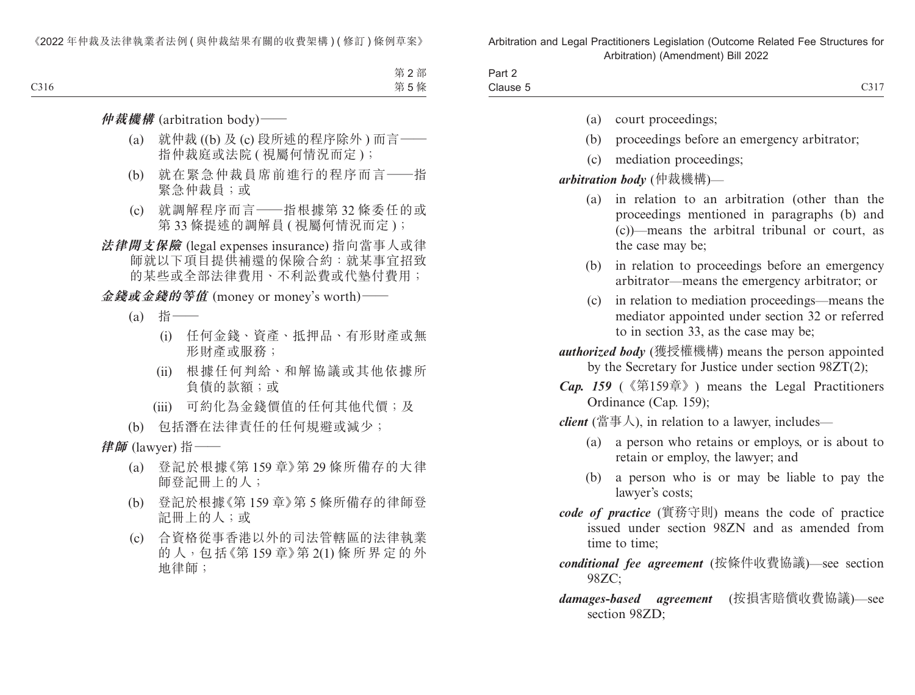***仲裁機構*** (arbitration body)——

(a) 就仲裁 ((b) 及 (c) 段所述的程序除外 ) 而言——指仲裁庭或法院 ( 視屬何情況而定 )；

(b) 就在緊急仲裁員席前進行的程序而言——指緊急仲裁員；或

(c) 就調解程序而言——指根據第 32 條委任的或第 33 條提述的調解員 ( 視屬何情況而定 )；

***法律開支保險*** (legal expenses insurance) 指向當事人或律師就以下項目提供補還的保險合約：就某事宜招致的某些或全部法律費用、不利訟費或代墊付費用；

***金錢或金錢的等值*** (money or money's worth)——

(a) 指——

(i) 任何金錢、資產、抵押品、有形財產或無形財產或服務；

(ii) 根據任何判給、和解協議或其他依據所負債的款額；或

(iii) 可約化為金錢價值的任何其他代價；及

(b) 包括潛在法律責任的任何規避或減少；

***律師*** (lawyer) 指——

(a) 登記於根據《第 159 章》第 29 條所備存的大律師登記冊上的人；

(b) 登記於根據《第 159 章》第 5 條所備存的律師登記冊上的人；或

(c) 合資格從事香港以外的司法管轄區的法律執業的人，包括《第 159 章》第 2(1) 條所界定的外地律師；

(a) court proceedings;

(b) proceedings before an emergency arbitrator;

(c) mediation proceedings;

***arbitration body*** (仲裁機構)—

(a) in relation to an arbitration (other than the proceedings mentioned in paragraphs (b) and (c))—means the arbitral tribunal or court, as the case may be;

(b) in relation to proceedings before an emergency arbitrator—means the emergency arbitrator; or

(c) in relation to mediation proceedings—means the mediator appointed under section 32 or referred to in section 33, as the case may be;

***authorized body*** (獲授權機構) means the person appointed by the Secretary for Justice under section 98ZT(2);

***Cap. 159*** (《第159章》) means the Legal Practitioners Ordinance (Cap. 159);

***client*** (當事人), in relation to a lawyer, includes—

(a) a person who retains or employs, or is about to retain or employ, the lawyer; and

(b) a person who is or may be liable to pay the lawyer's costs;

***code of practice*** (實務守則) means the code of practice issued under section 98ZN and as amended from time to time;

***conditional fee agreement*** (按條件收費協議)—see section 98ZC;

***damages-based agreement*** (按損害賠償收費協議)—see section 98ZD;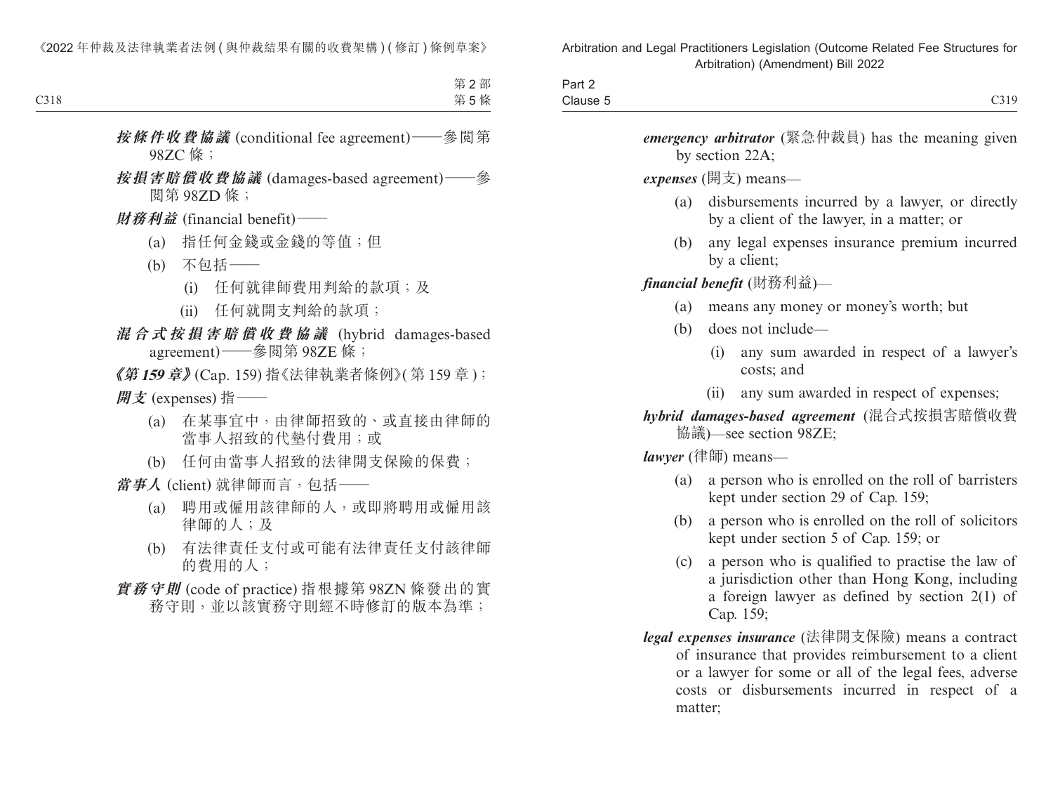***按條件收費協議*** (conditional fee agreement)——參閱第98ZC 條；

***按損害賠償收費協議*** (damages-based agreement)——參閱第 98ZD 條；

***財務利益*** (financial benefit)——

(a) 指任何金錢或金錢的等值；但

(b) 不包括——

(i) 任何就律師費用判給的款項；及

(ii) 任何就開支判給的款項；

***混合式按損害賠償收費協議*** (hybrid damages-based agreement)——參閱第 98ZE 條；

***《第 159 章》*** (Cap. 159) 指《法律執業者條例》(第 159 章)；

***開支*** (expenses) 指——

(a) 在某事宜中，由律師招致的、或直接由律師的當事人招致的代墊付費用；或

(b) 任何由當事人招致的法律開支保險的保費；

***當事人*** (client) 就律師而言，包括——

(a) 聘用或僱用該律師的人，或即將聘用或僱用該律師的人；及

(b) 有法律責任支付或可能有法律責任支付該律師的費用的人；

***實務守則*** (code of practice) 指根據第 98ZN 條發出的實務守則，並以該實務守則經不時修訂的版本為準；

***emergency arbitrator*** (緊急仲裁員) has the meaning given by section 22A;

***expenses*** (開支) means—

(a) disbursements incurred by a lawyer, or directly by a client of the lawyer, in a matter; or

(b) any legal expenses insurance premium incurred by a client;

***financial benefit*** (財務利益)—

(a) means any money or money's worth; but

(b) does not include—

(i) any sum awarded in respect of a lawyer's costs; and

(ii) any sum awarded in respect of expenses;

***hybrid damages-based agreement*** (混合式按損害賠償收費協議)—see section 98ZE;

***lawyer*** (律師) means—

(a) a person who is enrolled on the roll of barristers kept under section 29 of Cap. 159;

(b) a person who is enrolled on the roll of solicitors kept under section 5 of Cap. 159; or

(c) a person who is qualified to practise the law of a jurisdiction other than Hong Kong, including a foreign lawyer as defined by section 2(1) of Cap. 159;

***legal expenses insurance*** (法律開支保險) means a contract of insurance that provides reimbursement to a client or a lawyer for some or all of the legal fees, adverse costs or disbursements incurred in respect of a matter;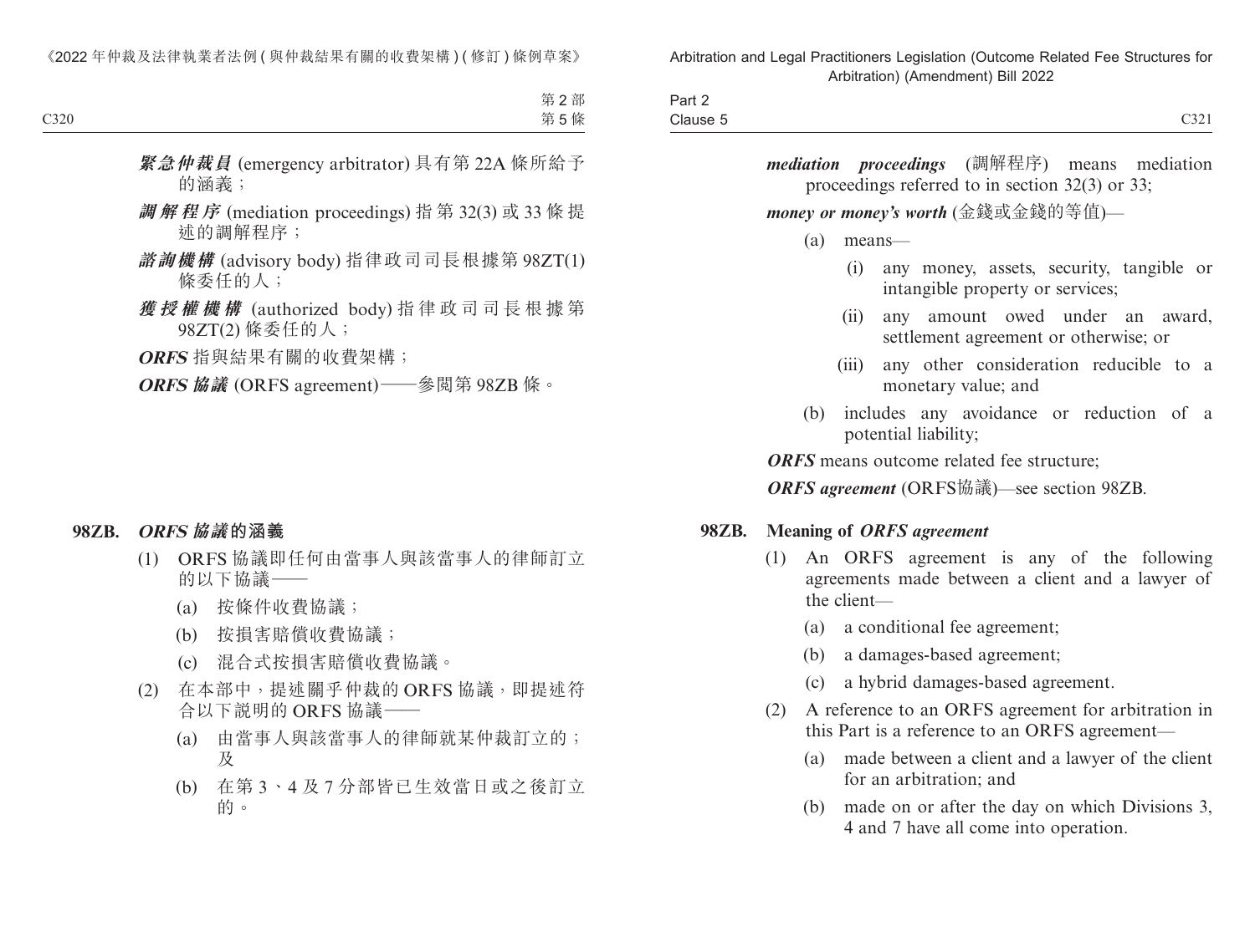***緊急仲裁員*** (emergency arbitrator) 具有第 22A 條所給予的涵義；

***調解程序*** (mediation proceedings) 指第 32(3) 或 33 條提述的調解程序；

***諮詢機構*** (advisory body) 指律政司司長根據第 98ZT(1) 條委任的人；

***獲授權機構*** (authorized body) 指律政司司長根據第 98ZT(2) 條委任的人；

***ORFS*** 指與結果有關的收費架構；

***ORFS 協議*** (ORFS agreement)——參閱第 98ZB 條。

## 98ZB. *ORFS 協議*的涵義

(1) ORFS 協議即任何由當事人與該當事人的律師訂立的以下協議——

(a) 按條件收費協議；

(b) 按損害賠償收費協議；

(c) 混合式按損害賠償收費協議。

(2) 在本部中，提述關乎仲裁的 ORFS 協議，即提述符合以下說明的 ORFS 協議——

(a) 由當事人與該當事人的律師就某仲裁訂立的；及

(b) 在第 3、4 及 7 分部皆已生效當日或之後訂立的。

***mediation proceedings*** (調解程序) means mediation proceedings referred to in section 32(3) or 33;

***money or money's worth*** (金錢或金錢的等值)—

(a) means—

(i) any money, assets, security, tangible or intangible property or services;

(ii) any amount owed under an award, settlement agreement or otherwise; or

(iii) any other consideration reducible to a monetary value; and

(b) includes any avoidance or reduction of a potential liability;

***ORFS*** means outcome related fee structure;

***ORFS agreement*** (ORFS協議)—see section 98ZB.

## 98ZB. Meaning of *ORFS agreement*

(1) An ORFS agreement is any of the following agreements made between a client and a lawyer of the client—

(a) a conditional fee agreement;

(b) a damages-based agreement;

(c) a hybrid damages-based agreement.

(2) A reference to an ORFS agreement for arbitration in this Part is a reference to an ORFS agreement—

(a) made between a client and a lawyer of the client for an arbitration; and

(b) made on or after the day on which Divisions 3, 4 and 7 have all come into operation.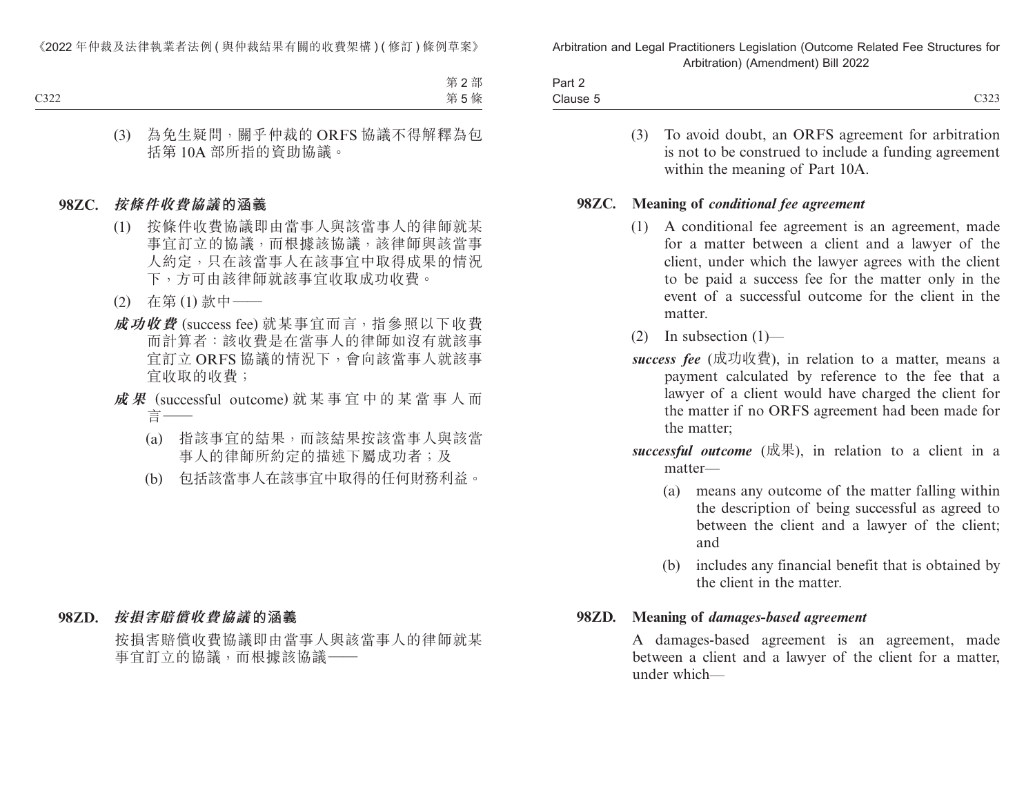(3) 為免生疑問，關乎仲裁的 ORFS 協議不得解釋為包括第 10A 部所指的資助協議。

### 98ZC. ***按條件收費協議***的涵義

(1) 按條件收費協議即由當事人與該當事人的律師就某事宜訂立的協議，而根據該協議，該律師與該當事人約定，只在該當事人在該事宜中取得成果的情況下，方可由該律師就該事宜收取成功收費。

(2) 在第 (1) 款中——

***成功收費*** (success fee) 就某事宜而言，指參照以下收費而計算者：該收費是在當事人的律師如沒有就該事宜訂立 ORFS 協議的情況下，會向該當事人就該事宜收取的收費；

***成果*** (successful outcome) 就某事宜中的某當事人而言——

(a) 指該事宜的結果，而該結果按該當事人與該當事人的律師所約定的描述下屬成功者；及

(b) 包括該當事人在該事宜中取得的任何財務利益。

### 98ZD. ***按損害賠償收費協議***的涵義

按損害賠償收費協議即由當事人與該當事人的律師就某事宜訂立的協議，而根據該協議——

(3) To avoid doubt, an ORFS agreement for arbitration is not to be construed to include a funding agreement within the meaning of Part 10A.

### 98ZC. Meaning of *conditional fee agreement*

(1) A conditional fee agreement is an agreement, made for a matter between a client and a lawyer of the client, under which the lawyer agrees with the client to be paid a success fee for the matter only in the event of a successful outcome for the client in the matter.

(2) In subsection (1)—

***success fee*** (成功收費), in relation to a matter, means a payment calculated by reference to the fee that a lawyer of a client would have charged the client for the matter if no ORFS agreement had been made for the matter;

***successful outcome*** (成果), in relation to a client in a matter—

(a) means any outcome of the matter falling within the description of being successful as agreed to between the client and a lawyer of the client; and

(b) includes any financial benefit that is obtained by the client in the matter.

### 98ZD. Meaning of *damages-based agreement*

A damages-based agreement is an agreement, made between a client and a lawyer of the client for a matter, under which—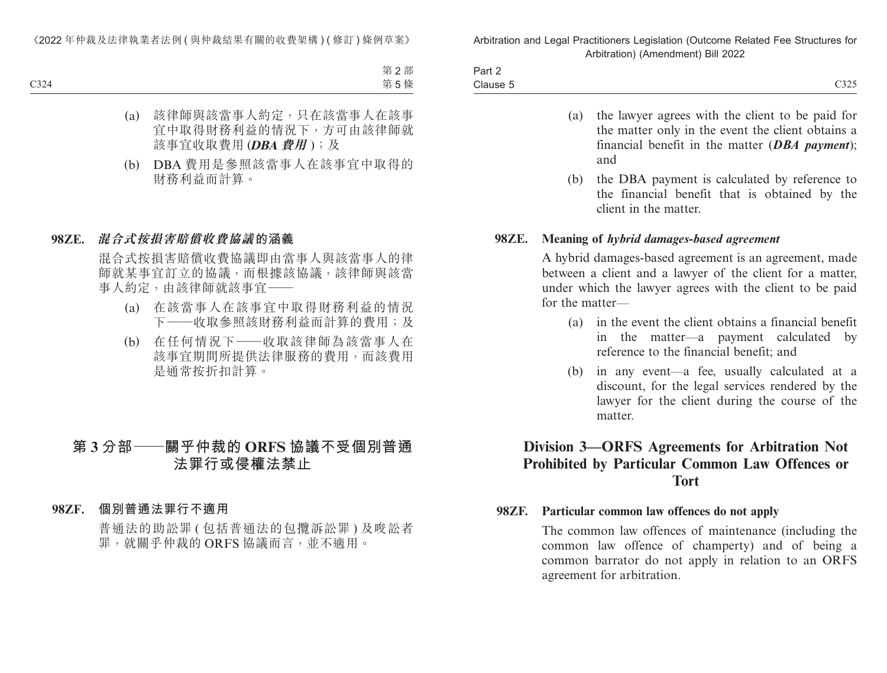(a) 該律師與該當事人約定，只在該當事人在該事宜中取得財務利益的情況下，方可由該律師就該事宜收取費用 (***DBA 費用***)；及

(b) DBA 費用是參照該當事人在該事宜中取得的財務利益而計算。

**98ZE.** ***混合式按損害賠償收費協議*的涵義**

混合式按損害賠償收費協議即由當事人與該當事人的律師就某事宜訂立的協議，而根據該協議，該律師與該當事人約定，由該律師就該事宜——

(a) 在該當事人在該事宜中取得財務利益的情況下——收取參照該財務利益而計算的費用；及

(b) 在任何情況下——收取該律師為該當事人在該事宜期間所提供法律服務的費用，而該費用是通常按折扣計算。

## 第 3 分部——關乎仲裁的 ORFS 協議不受個別普通法罪行或侵權法禁止

**98ZF. 個別普通法罪行不適用**

普通法的助訟罪 (包括普通法的包攬訴訟罪) 及唆訟者罪，就關乎仲裁的 ORFS 協議而言，並不適用。

(a) the lawyer agrees with the client to be paid for the matter only in the event the client obtains a financial benefit in the matter (***DBA payment***); and

(b) the DBA payment is calculated by reference to the financial benefit that is obtained by the client in the matter.

**98ZE. Meaning of *hybrid damages-based agreement***

A hybrid damages-based agreement is an agreement, made between a client and a lawyer of the client for a matter, under which the lawyer agrees with the client to be paid for the matter—

(a) in the event the client obtains a financial benefit in the matter—a payment calculated by reference to the financial benefit; and

(b) in any event—a fee, usually calculated at a discount, for the legal services rendered by the lawyer for the client during the course of the matter.

## Division 3—ORFS Agreements for Arbitration Not Prohibited by Particular Common Law Offences or Tort

**98ZF. Particular common law offences do not apply**

The common law offences of maintenance (including the common law offence of champerty) and of being a common barrator do not apply in relation to an ORFS agreement for arbitration.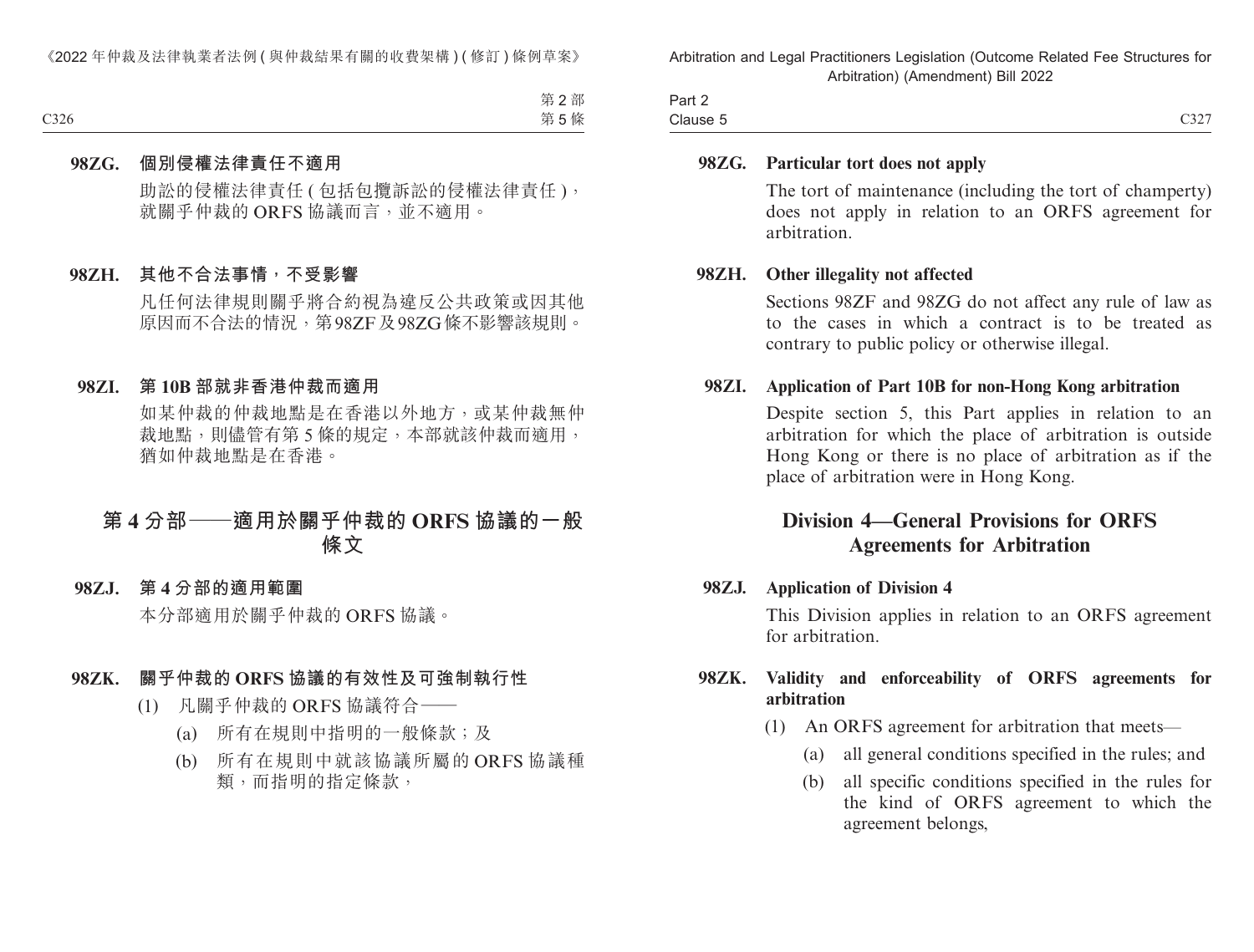**98ZG. 個別侵權法律責任不適用**

助訟的侵權法律責任(包括包攬訴訟的侵權法律責任)，就關乎仲裁的 ORFS 協議而言，並不適用。

**98ZH. 其他不合法事情，不受影響**

凡任何法律規則關乎將合約視為違反公共政策或因其他原因而不合法的情況，第98ZF及98ZG條不影響該規則。

**98ZI. 第 10B 部就非香港仲裁而適用**

如某仲裁的仲裁地點是在香港以外地方，或某仲裁無仲裁地點，則儘管有第 5 條的規定，本部就該仲裁而適用，猶如仲裁地點是在香港。

## 第 4 分部——適用於關乎仲裁的 ORFS 協議的一般條文

**98ZJ. 第 4 分部的適用範圍**

本分部適用於關乎仲裁的 ORFS 協議。

**98ZK. 關乎仲裁的 ORFS 協議的有效性及可強制執行性**

(1) 凡關乎仲裁的 ORFS 協議符合——

(a) 所有在規則中指明的一般條款；及

(b) 所有在規則中就該協議所屬的 ORFS 協議種類，而指明的指定條款，

**98ZG. Particular tort does not apply**

The tort of maintenance (including the tort of champerty) does not apply in relation to an ORFS agreement for arbitration.

**98ZH. Other illegality not affected**

Sections 98ZF and 98ZG do not affect any rule of law as to the cases in which a contract is to be treated as contrary to public policy or otherwise illegal.

**98ZI. Application of Part 10B for non-Hong Kong arbitration**

Despite section 5, this Part applies in relation to an arbitration for which the place of arbitration is outside Hong Kong or there is no place of arbitration as if the place of arbitration were in Hong Kong.

## Division 4—General Provisions for ORFS Agreements for Arbitration

**98ZJ. Application of Division 4**

This Division applies in relation to an ORFS agreement for arbitration.

**98ZK. Validity and enforceability of ORFS agreements for arbitration**

(1) An ORFS agreement for arbitration that meets—

(a) all general conditions specified in the rules; and

(b) all specific conditions specified in the rules for the kind of ORFS agreement to which the agreement belongs,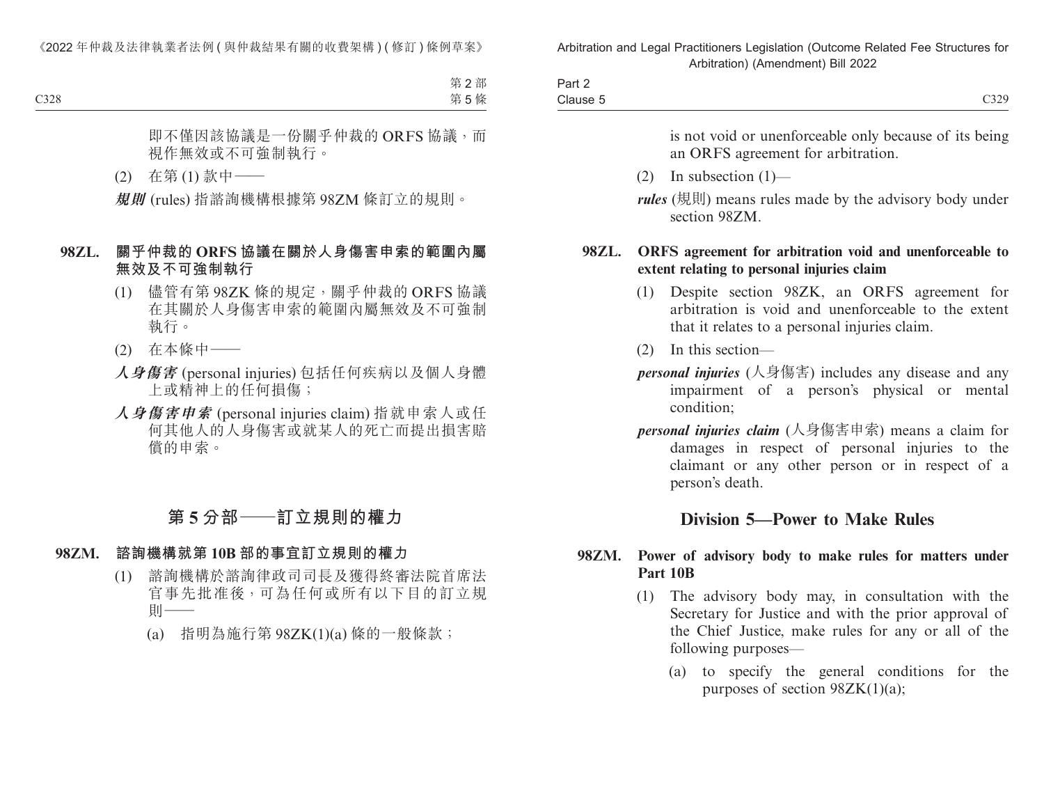即不僅因該協議是一份關乎仲裁的 ORFS 協議，而視作無效或不可強制執行。

(2) 在第 (1) 款中——

***規則*** (rules) 指諮詢機構根據第 98ZM 條訂立的規則。

**98ZL. 關乎仲裁的 ORFS 協議在關於人身傷害申索的範圍內屬無效及不可強制執行**

(1) 儘管有第 98ZK 條的規定，關乎仲裁的 ORFS 協議在其關於人身傷害申索的範圍內屬無效及不可強制執行。

(2) 在本條中——

***人身傷害*** (personal injuries) 包括任何疾病以及個人身體上或精神上的任何損傷；

***人身傷害申索*** (personal injuries claim) 指就申索人或任何其他人的人身傷害或就某人的死亡而提出損害賠償的申索。

## 第 5 分部——訂立規則的權力

**98ZM. 諮詢機構就第 10B 部的事宜訂立規則的權力**

(1) 諮詢機構於諮詢律政司司長及獲得終審法院首席法官事先批准後，可為任何或所有以下目的訂立規則——

(a) 指明為施行第 98ZK(1)(a) 條的一般條款；

is not void or unenforceable only because of its being an ORFS agreement for arbitration.

(2) In subsection (1)—

***rules*** (規則) means rules made by the advisory body under section 98ZM.

**98ZL. ORFS agreement for arbitration void and unenforceable to extent relating to personal injuries claim**

(1) Despite section 98ZK, an ORFS agreement for arbitration is void and unenforceable to the extent that it relates to a personal injuries claim.

(2) In this section—

***personal injuries*** (人身傷害) includes any disease and any impairment of a person's physical or mental condition;

***personal injuries claim*** (人身傷害申索) means a claim for damages in respect of personal injuries to the claimant or any other person or in respect of a person's death.

## Division 5—Power to Make Rules

**98ZM. Power of advisory body to make rules for matters under Part 10B**

(1) The advisory body may, in consultation with the Secretary for Justice and with the prior approval of the Chief Justice, make rules for any or all of the following purposes—

(a) to specify the general conditions for the purposes of section 98ZK(1)(a);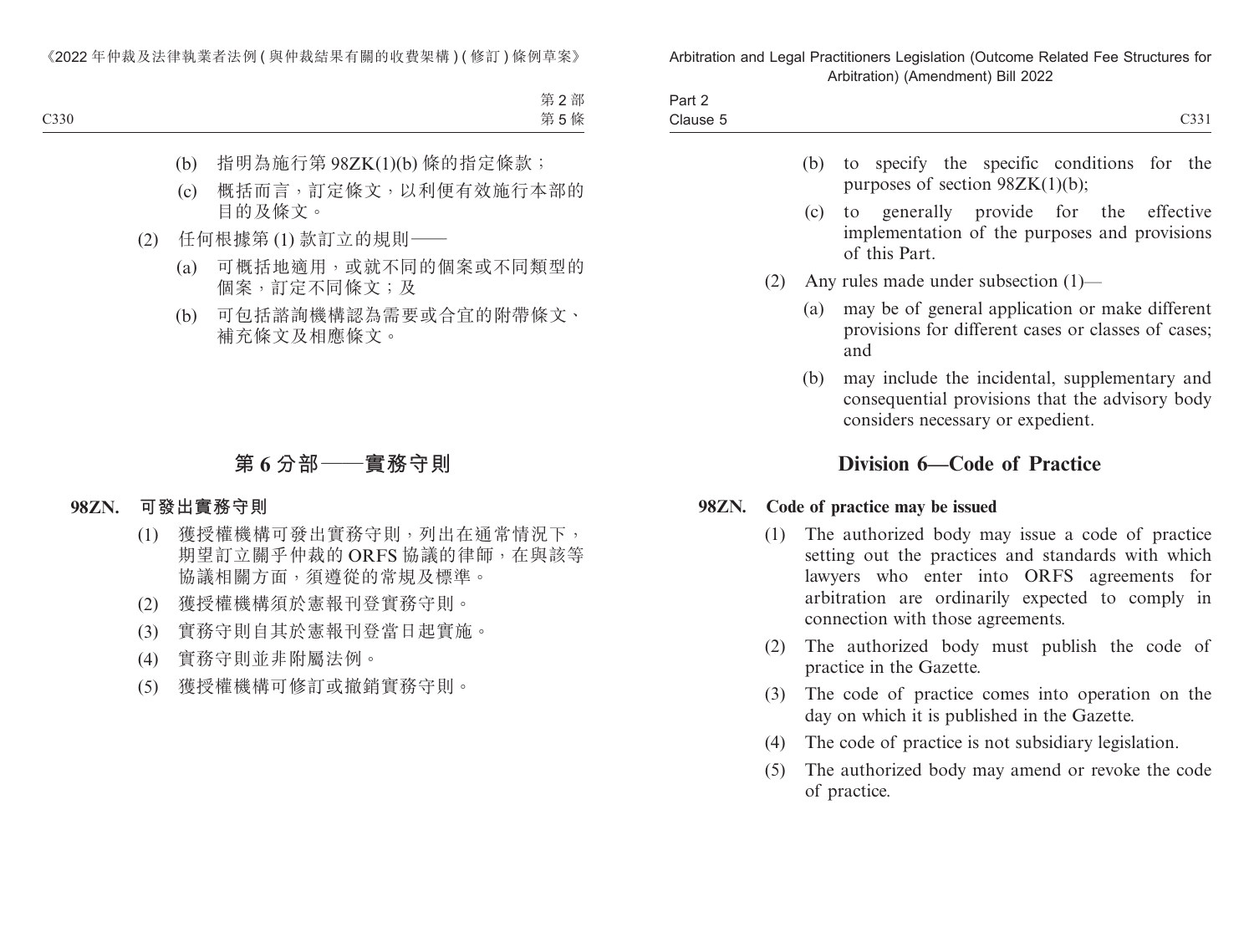(b) 指明為施行第 98ZK(1)(b) 條的指定條款；

(c) 概括而言，訂定條文，以利便有效施行本部的目的及條文。

(2) 任何根據第 (1) 款訂立的規則——

(a) 可概括地適用，或就不同的個案或不同類型的個案，訂定不同條文；及

(b) 可包括諮詢機構認為需要或合宜的附帶條文、補充條文及相應條文。

## 第 6 分部——實務守則

### 98ZN. 可發出實務守則

(1) 獲授權機構可發出實務守則，列出在通常情況下，期望訂立關乎仲裁的 ORFS 協議的律師，在與該等協議相關方面，須遵從的常規及標準。

(2) 獲授權機構須於憲報刊登實務守則。

(3) 實務守則自其於憲報刊登當日起實施。

(4) 實務守則並非附屬法例。

(5) 獲授權機構可修訂或撤銷實務守則。

(b) to specify the specific conditions for the purposes of section 98ZK(1)(b);

(c) to generally provide for the effective implementation of the purposes and provisions of this Part.

(2) Any rules made under subsection (1)—

(a) may be of general application or make different provisions for different cases or classes of cases; and

(b) may include the incidental, supplementary and consequential provisions that the advisory body considers necessary or expedient.

## Division 6—Code of Practice

### 98ZN. Code of practice may be issued

(1) The authorized body may issue a code of practice setting out the practices and standards with which lawyers who enter into ORFS agreements for arbitration are ordinarily expected to comply in connection with those agreements.

(2) The authorized body must publish the code of practice in the Gazette.

(3) The code of practice comes into operation on the day on which it is published in the Gazette.

(4) The code of practice is not subsidiary legislation.

(5) The authorized body may amend or revoke the code of practice.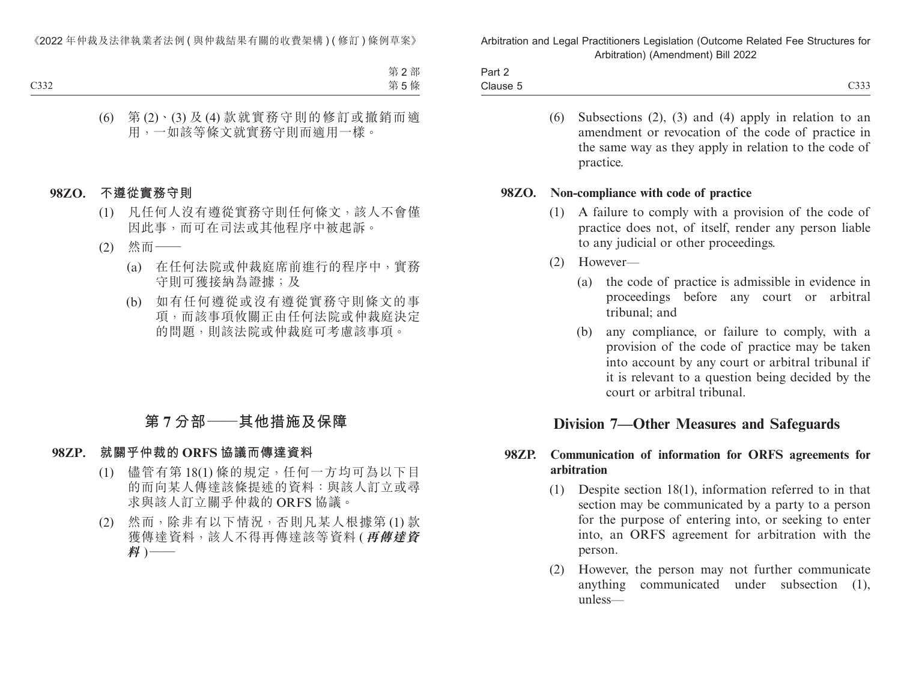(6) 第 (2)、(3) 及 (4) 款就實務守則的修訂或撤銷而適用，一如該等條文就實務守則而適用一樣。

**98ZO. 不遵從實務守則**

(1) 凡任何人沒有遵從實務守則任何條文，該人不會僅因此事，而可在司法或其他程序中被起訴。

(2) 然而——

(a) 在任何法院或仲裁庭席前進行的程序中，實務守則可獲接納為證據；及

(b) 如有任何遵從或沒有遵從實務守則條文的事項，而該事項攸關正由任何法院或仲裁庭決定的問題，則該法院或仲裁庭可考慮該事項。

## 第 7 分部——其他措施及保障

**98ZP. 就關乎仲裁的 ORFS 協議而傳達資料**

(1) 儘管有第 18(1) 條的規定，任何一方均可為以下目的而向某人傳達該條提述的資料：與該人訂立或尋求與該人訂立關乎仲裁的 ORFS 協議。

(2) 然而，除非有以下情況，否則凡某人根據第 (1) 款獲傳達資料，該人不得再傳達該等資料 (***再傳達資料***)——

(6) Subsections (2), (3) and (4) apply in relation to an amendment or revocation of the code of practice in the same way as they apply in relation to the code of practice.

**98ZO. Non-compliance with code of practice**

(1) A failure to comply with a provision of the code of practice does not, of itself, render any person liable to any judicial or other proceedings.

(2) However—

(a) the code of practice is admissible in evidence in proceedings before any court or arbitral tribunal; and

(b) any compliance, or failure to comply, with a provision of the code of practice may be taken into account by any court or arbitral tribunal if it is relevant to a question being decided by the court or arbitral tribunal.

## Division 7—Other Measures and Safeguards

**98ZP. Communication of information for ORFS agreements for arbitration**

(1) Despite section 18(1), information referred to in that section may be communicated by a party to a person for the purpose of entering into, or seeking to enter into, an ORFS agreement for arbitration with the person.

(2) However, the person may not further communicate anything communicated under subsection (1), unless—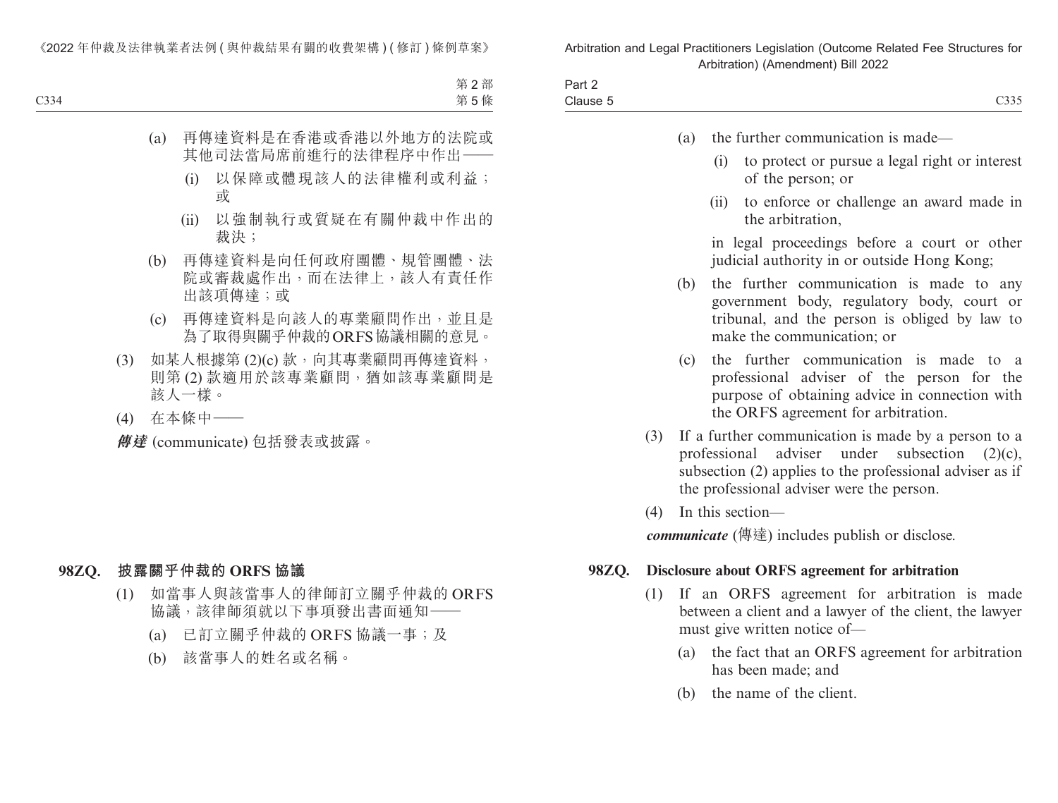(a) 再傳達資料是在香港或香港以外地方的法院或其他司法當局席前進行的法律程序中作出——

(i) 以保障或體現該人的法律權利或利益；或

(ii) 以強制執行或質疑在有關仲裁中作出的裁決；

(b) 再傳達資料是向任何政府團體、規管團體、法院或審裁處作出，而在法律上，該人有責任作出該項傳達；或

(c) 再傳達資料是向該人的專業顧問作出，並且是為了取得與關乎仲裁的 ORFS 協議相關的意見。

(3) 如某人根據第 (2)(c) 款，向其專業顧問再傳達資料，則第 (2) 款適用於該專業顧問，猶如該專業顧問是該人一樣。

(4) 在本條中——

***傳達*** (communicate) 包括發表或披露。

### 98ZQ. 披露關乎仲裁的 ORFS 協議

(1) 如當事人與該當事人的律師訂立關乎仲裁的 ORFS 協議，該律師須就以下事項發出書面通知——

(a) 已訂立關乎仲裁的 ORFS 協議一事；及

(b) 該當事人的姓名或名稱。

---

(a) the further communication is made—

(i) to protect or pursue a legal right or interest of the person; or

(ii) to enforce or challenge an award made in the arbitration,

in legal proceedings before a court or other judicial authority in or outside Hong Kong;

(b) the further communication is made to any government body, regulatory body, court or tribunal, and the person is obliged by law to make the communication; or

(c) the further communication is made to a professional adviser of the person for the purpose of obtaining advice in connection with the ORFS agreement for arbitration.

(3) If a further communication is made by a person to a professional adviser under subsection (2)(c), subsection (2) applies to the professional adviser as if the professional adviser were the person.

(4) In this section—

***communicate*** (傳達) includes publish or disclose.

### 98ZQ. Disclosure about ORFS agreement for arbitration

(1) If an ORFS agreement for arbitration is made between a client and a lawyer of the client, the lawyer must give written notice of—

(a) the fact that an ORFS agreement for arbitration has been made; and

(b) the name of the client.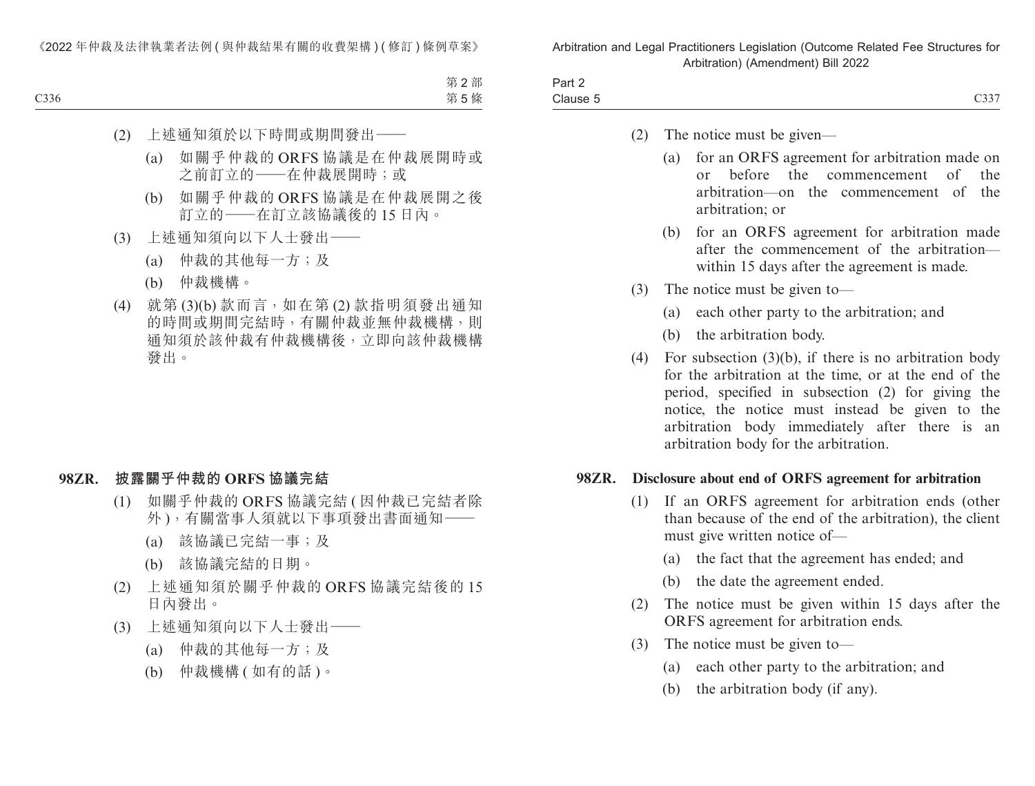(2) 上述通知須於以下時間或期間發出——

(a) 如關乎仲裁的 ORFS 協議是在仲裁展開時或之前訂立的——在仲裁展開時；或

(b) 如關乎仲裁的 ORFS 協議是在仲裁展開之後訂立的——在訂立該協議後的 15 日內。

(3) 上述通知須向以下人士發出——

(a) 仲裁的其他每一方；及

(b) 仲裁機構。

(4) 就第 (3)(b) 款而言，如在第 (2) 款指明須發出通知的時間或期間完結時，有關仲裁並無仲裁機構，則通知須於該仲裁有仲裁機構後，立即向該仲裁機構發出。

**98ZR. 披露關乎仲裁的 ORFS 協議完結**

(1) 如關乎仲裁的 ORFS 協議完結 (因仲裁已完結者除外)，有關當事人須就以下事項發出書面通知——

(a) 該協議已完結一事；及

(b) 該協議完結的日期。

(2) 上述通知須於關乎仲裁的 ORFS 協議完結後的 15 日內發出。

(3) 上述通知須向以下人士發出——

(a) 仲裁的其他每一方；及

(b) 仲裁機構 (如有的話)。

(2) The notice must be given—

(a) for an ORFS agreement for arbitration made on or before the commencement of the arbitration—on the commencement of the arbitration; or

(b) for an ORFS agreement for arbitration made after the commencement of the arbitration—within 15 days after the agreement is made.

(3) The notice must be given to—

(a) each other party to the arbitration; and

(b) the arbitration body.

(4) For subsection (3)(b), if there is no arbitration body for the arbitration at the time, or at the end of the period, specified in subsection (2) for giving the notice, the notice must instead be given to the arbitration body immediately after there is an arbitration body for the arbitration.

**98ZR. Disclosure about end of ORFS agreement for arbitration**

(1) If an ORFS agreement for arbitration ends (other than because of the end of the arbitration), the client must give written notice of—

(a) the fact that the agreement has ended; and

(b) the date the agreement ended.

(2) The notice must be given within 15 days after the ORFS agreement for arbitration ends.

(3) The notice must be given to—

(a) each other party to the arbitration; and

(b) the arbitration body (if any).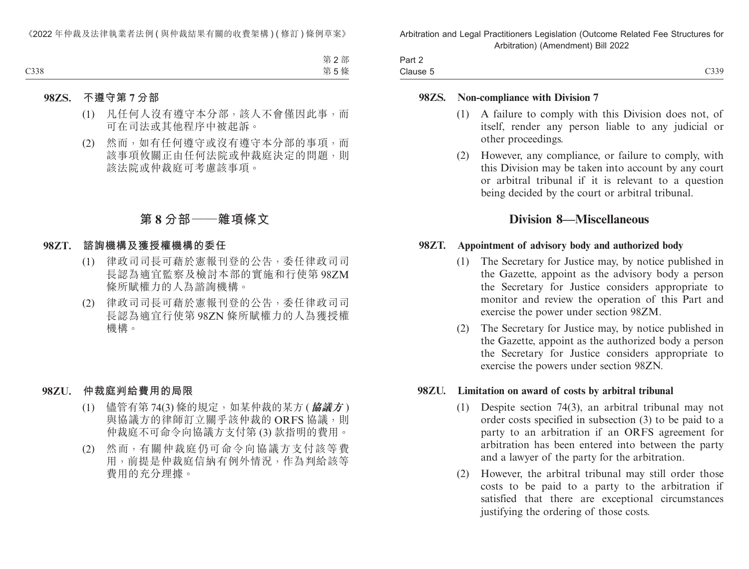**98ZS. 不遵守第 7 分部**

(1) 凡任何人沒有遵守本分部，該人不會僅因此事，而可在司法或其他程序中被起訴。

(2) 然而，如有任何遵守或沒有遵守本分部的事項，而該事項攸關正由任何法院或仲裁庭決定的問題，則該法院或仲裁庭可考慮該事項。

## 第 8 分部——雜項條文

**98ZT. 諮詢機構及獲授權機構的委任**

(1) 律政司司長可藉於憲報刊登的公告，委任律政司司長認為適宜監察及檢討本部的實施和行使第 98ZM 條所賦權力的人為諮詢機構。

(2) 律政司司長可藉於憲報刊登的公告，委任律政司司長認為適宜行使第 98ZN 條所賦權力的人為獲授權機構。

**98ZU. 仲裁庭判給費用的局限**

(1) 儘管有第 74(3) 條的規定，如某仲裁的某方 (***協議方***) 與協議方的律師訂立關乎該仲裁的 ORFS 協議，則仲裁庭不可命令向協議方支付第 (3) 款指明的費用。

(2) 然而，有關仲裁庭仍可命令向協議方支付該等費用，前提是仲裁庭信納有例外情況，作為判給該等費用的充分理據。

**98ZS. Non-compliance with Division 7**

(1) A failure to comply with this Division does not, of itself, render any person liable to any judicial or other proceedings.

(2) However, any compliance, or failure to comply, with this Division may be taken into account by any court or arbitral tribunal if it is relevant to a question being decided by the court or arbitral tribunal.

## Division 8—Miscellaneous

**98ZT. Appointment of advisory body and authorized body**

(1) The Secretary for Justice may, by notice published in the Gazette, appoint as the advisory body a person the Secretary for Justice considers appropriate to monitor and review the operation of this Part and exercise the power under section 98ZM.

(2) The Secretary for Justice may, by notice published in the Gazette, appoint as the authorized body a person the Secretary for Justice considers appropriate to exercise the powers under section 98ZN.

**98ZU. Limitation on award of costs by arbitral tribunal**

(1) Despite section 74(3), an arbitral tribunal may not order costs specified in subsection (3) to be paid to a party to an arbitration if an ORFS agreement for arbitration has been entered into between the party and a lawyer of the party for the arbitration.

(2) However, the arbitral tribunal may still order those costs to be paid to a party to the arbitration if satisfied that there are exceptional circumstances justifying the ordering of those costs.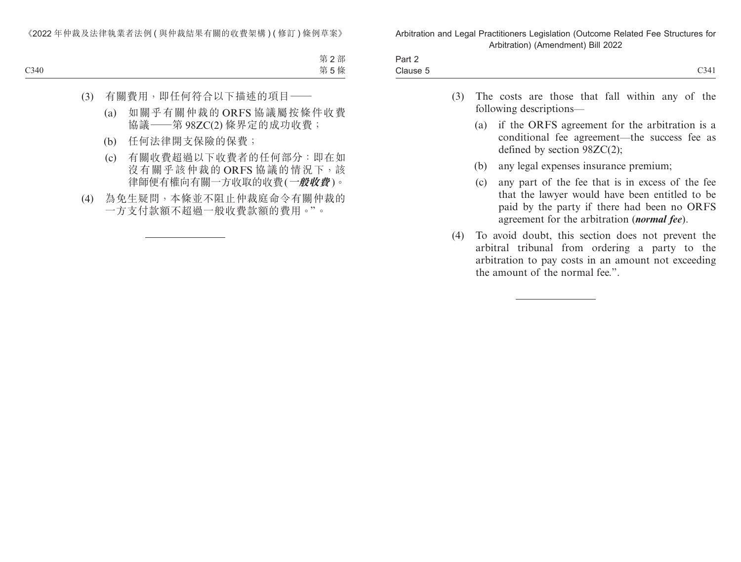(3) 有關費用，即任何符合以下描述的項目——

(a) 如關乎有關仲裁的 ORFS 協議屬按條件收費協議——第 98ZC(2) 條界定的成功收費；

(b) 任何法律開支保險的保費；

(c) 有關收費超過以下收費者的任何部分：即在如沒有關乎該仲裁的 ORFS 協議的情況下，該律師便有權向有關一方收取的收費(*一般收費*)。

(4) 為免生疑問，本條並不阻止仲裁庭命令有關仲裁的一方支付款額不超過一般收費款額的費用。”。

---

(3) The costs are those that fall within any of the following descriptions—

(a) if the ORFS agreement for the arbitration is a conditional fee agreement—the success fee as defined by section 98ZC(2);

(b) any legal expenses insurance premium;

(c) any part of the fee that is in excess of the fee that the lawyer would have been entitled to be paid by the party if there had been no ORFS agreement for the arbitration (***normal fee***).

(4) To avoid doubt, this section does not prevent the arbitral tribunal from ordering a party to the arbitration to pay costs in an amount not exceeding the amount of the normal fee.”.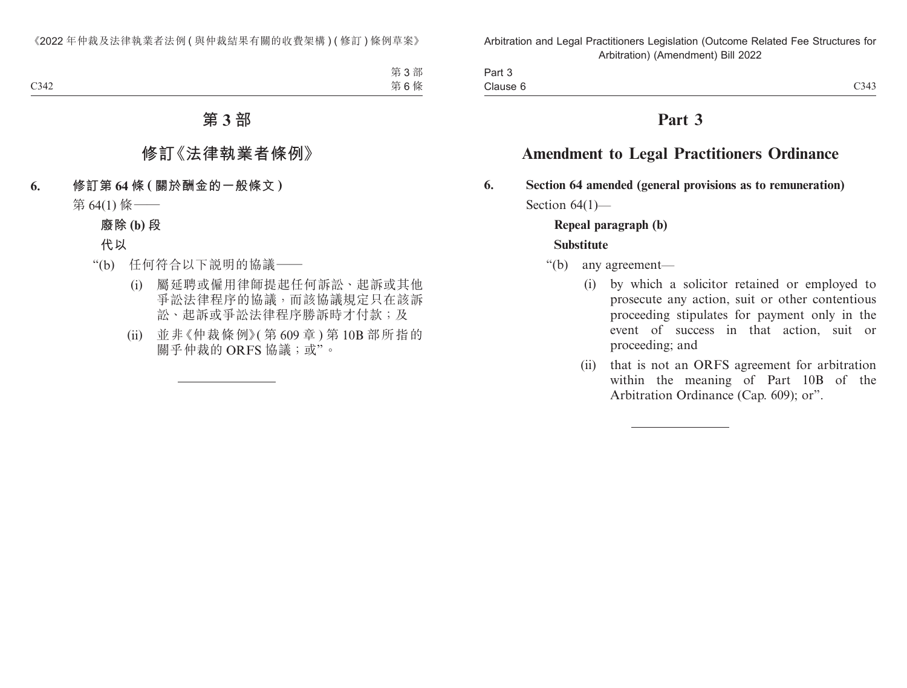# 第 3 部

## 修訂《法律執業者條例》

**6. 修訂第 64 條 (關於酬金的一般條文)**

第 64(1) 條——

**廢除 (b) 段**

**代以**

“(b) 任何符合以下說明的協議——

(i) 屬延聘或僱用律師提起任何訴訟、起訴或其他爭訟法律程序的協議，而該協議規定只在該訴訟、起訴或爭訟法律程序勝訴時才付款；及

(ii) 並非《仲裁條例》(第 609 章) 第 10B 部所指的關乎仲裁的 ORFS 協議；或”。

---

# Part 3

## Amendment to Legal Practitioners Ordinance

**6. Section 64 amended (general provisions as to remuneration)**

Section 64(1)—

**Repeal paragraph (b)**

**Substitute**

“(b) any agreement—

(i) by which a solicitor retained or employed to prosecute any action, suit or other contentious proceeding stipulates for payment only in the event of success in that action, suit or proceeding; and

(ii) that is not an ORFS agreement for arbitration within the meaning of Part 10B of the Arbitration Ordinance (Cap. 609); or”.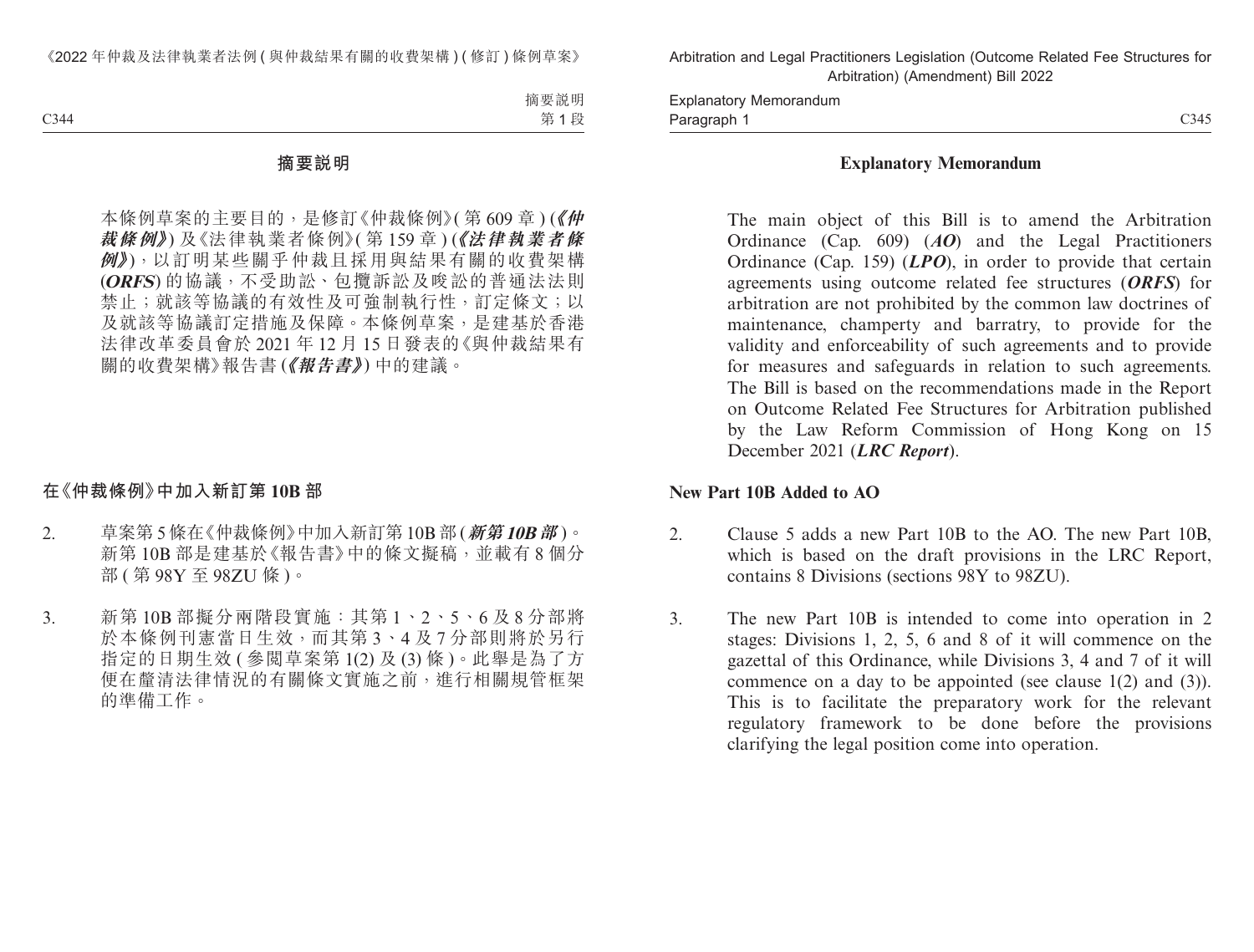## 摘要說明

本條例草案的主要目的，是修訂《仲裁條例》(第 609 章) (***《仲裁條例》***) 及《法律執業者條例》(第 159 章) (***《法律執業者條例》***)，以訂明某些關乎仲裁且採用與結果有關的收費架構 (***ORFS***) 的協議，不受助訟、包攬訴訟及唆訟的普通法法則禁止；就該等協議的有效性及可強制執行性，訂定條文；以及就該等協議訂定措施及保障。本條例草案，是建基於香港法律改革委員會於 2021 年 12 月 15 日發表的《與仲裁結果有關的收費架構》報告書 (***《報告書》***) 中的建議。

### 在《仲裁條例》中加入新訂第 10B 部

2. 草案第 5 條在《仲裁條例》中加入新訂第 10B 部 (***新第 10B 部***)。新第 10B 部是建基於《報告書》中的條文擬稿，並載有 8 個分部 (第 98Y 至 98ZU 條)。

3. 新第 10B 部擬分兩階段實施：其第 1、2、5、6 及 8 分部將於本條例刊憲當日生效，而其第 3、4 及 7 分部則將於另行指定的日期生效 (參閱草案第 1(2) 及 (3) 條)。此舉是為了方便在釐清法律情況的有關條文實施之前，進行相關規管框架的準備工作。

## Explanatory Memorandum

The main object of this Bill is to amend the Arbitration Ordinance (Cap. 609) (***AO***) and the Legal Practitioners Ordinance (Cap. 159) (***LPO***), in order to provide that certain agreements using outcome related fee structures (***ORFS***) for arbitration are not prohibited by the common law doctrines of maintenance, champerty and barratry, to provide for the validity and enforceability of such agreements and to provide for measures and safeguards in relation to such agreements. The Bill is based on the recommendations made in the Report on Outcome Related Fee Structures for Arbitration published by the Law Reform Commission of Hong Kong on 15 December 2021 (***LRC Report***).

### New Part 10B Added to AO

2. Clause 5 adds a new Part 10B to the AO. The new Part 10B, which is based on the draft provisions in the LRC Report, contains 8 Divisions (sections 98Y to 98ZU).

3. The new Part 10B is intended to come into operation in 2 stages: Divisions 1, 2, 5, 6 and 8 of it will commence on the gazettal of this Ordinance, while Divisions 3, 4 and 7 of it will commence on a day to be appointed (see clause 1(2) and (3)). This is to facilitate the preparatory work for the relevant regulatory framework to be done before the provisions clarifying the legal position come into operation.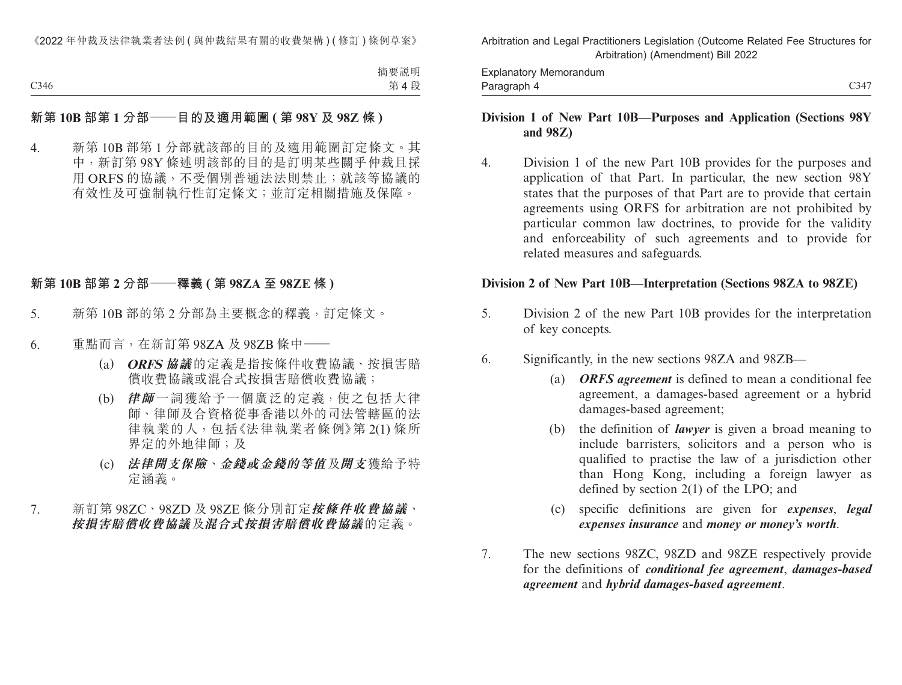## 新第 10B 部第 1 分部——目的及適用範圍 (第 98Y 及 98Z 條)

4. 新第 10B 部第 1 分部就該部的目的及適用範圍訂定條文。其中，新訂第 98Y 條述明該部的目的是訂明某些關乎仲裁且採用 ORFS 的協議，不受個別普通法法則禁止；就該等協議的有效性及可強制執行性訂定條文；並訂定相關措施及保障。

## 新第 10B 部第 2 分部——釋義 (第 98ZA 至 98ZE 條)

5. 新第 10B 部的第 2 分部為主要概念的釋義，訂定條文。

6. 重點而言，在新訂第 98ZA 及 98ZB 條中——
   - (a) ***ORFS 協議***的定義是指按條件收費協議、按損害賠償收費協議或混合式按損害賠償收費協議；
   - (b) ***律師***一詞獲給予一個廣泛的定義，使之包括大律師、律師及合資格從事香港以外的司法管轄區的法律執業的人，包括《法律執業者條例》第 2(1) 條所界定的外地律師；及
   - (c) ***法律開支保險***、***金錢或金錢的等值***及***開支***獲給予特定涵義。

7. 新訂第 98ZC、98ZD 及 98ZE 條分別訂定***按條件收費協議***、***按損害賠償收費協議***及***混合式按損害賠償收費協議***的定義。

## Division 1 of New Part 10B—Purposes and Application (Sections 98Y and 98Z)

4. Division 1 of the new Part 10B provides for the purposes and application of that Part. In particular, the new section 98Y states that the purposes of that Part are to provide that certain agreements using ORFS for arbitration are not prohibited by particular common law doctrines, to provide for the validity and enforceability of such agreements and to provide for related measures and safeguards.

## Division 2 of New Part 10B—Interpretation (Sections 98ZA to 98ZE)

5. Division 2 of the new Part 10B provides for the interpretation of key concepts.

6. Significantly, in the new sections 98ZA and 98ZB—
   - (a) ***ORFS agreement*** is defined to mean a conditional fee agreement, a damages-based agreement or a hybrid damages-based agreement;
   - (b) the definition of ***lawyer*** is given a broad meaning to include barristers, solicitors and a person who is qualified to practise the law of a jurisdiction other than Hong Kong, including a foreign lawyer as defined by section 2(1) of the LPO; and
   - (c) specific definitions are given for ***expenses***, ***legal expenses insurance*** and ***money or money's worth***.

7. The new sections 98ZC, 98ZD and 98ZE respectively provide for the definitions of ***conditional fee agreement***, ***damages-based agreement*** and ***hybrid damages-based agreement***.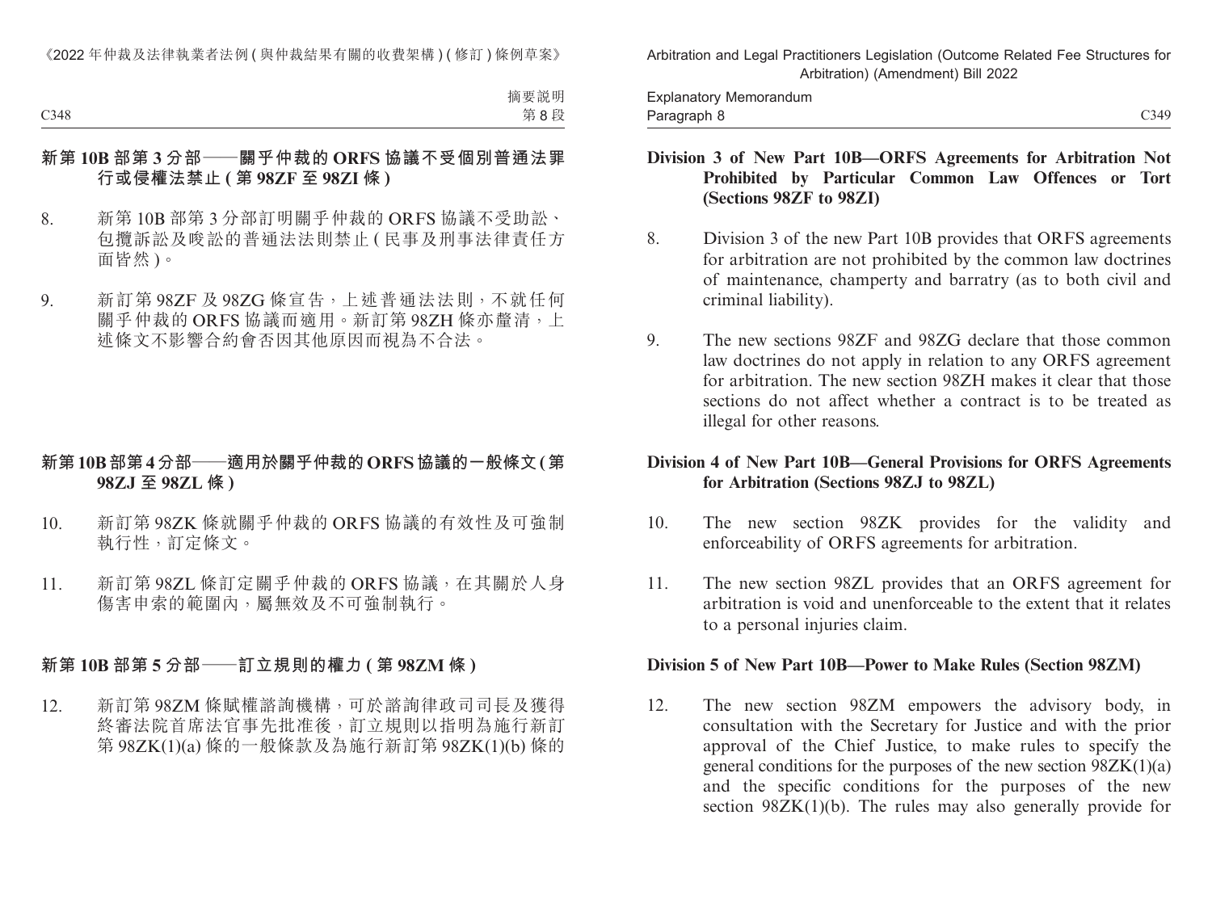## 新第 10B 部第 3 分部——關乎仲裁的 ORFS 協議不受個別普通法罪行或侵權法禁止 (第 98ZF 至 98ZI 條)

8. 新第 10B 部第 3 分部訂明關乎仲裁的 ORFS 協議不受助訟、包攬訴訟及唆訟的普通法法則禁止 (民事及刑事法律責任方面皆然)。

9. 新訂第 98ZF 及 98ZG 條宣告，上述普通法法則，不就任何關乎仲裁的 ORFS 協議而適用。新訂第 98ZH 條亦釐清，上述條文不影響合約會否因其他原因而視為不合法。

## 新第 10B 部第 4 分部——適用於關乎仲裁的 ORFS 協議的一般條文 (第 98ZJ 至 98ZL 條)

10. 新訂第 98ZK 條就關乎仲裁的 ORFS 協議的有效性及可強制執行性，訂定條文。

11. 新訂第 98ZL 條訂定關乎仲裁的 ORFS 協議，在其關於人身傷害申索的範圍內，屬無效及不可強制執行。

## 新第 10B 部第 5 分部——訂立規則的權力 (第 98ZM 條)

12. 新訂第 98ZM 條賦權諮詢機構，可於諮詢律政司司長及獲得終審法院首席法官事先批准後，訂立規則以指明為施行新訂第 98ZK(1)(a) 條的一般條款及為施行新訂第 98ZK(1)(b) 條的

## Division 3 of New Part 10B—ORFS Agreements for Arbitration Not Prohibited by Particular Common Law Offences or Tort (Sections 98ZF to 98ZI)

8. Division 3 of the new Part 10B provides that ORFS agreements for arbitration are not prohibited by the common law doctrines of maintenance, champerty and barratry (as to both civil and criminal liability).

9. The new sections 98ZF and 98ZG declare that those common law doctrines do not apply in relation to any ORFS agreement for arbitration. The new section 98ZH makes it clear that those sections do not affect whether a contract is to be treated as illegal for other reasons.

## Division 4 of New Part 10B—General Provisions for ORFS Agreements for Arbitration (Sections 98ZJ to 98ZL)

10. The new section 98ZK provides for the validity and enforceability of ORFS agreements for arbitration.

11. The new section 98ZL provides that an ORFS agreement for arbitration is void and unenforceable to the extent that it relates to a personal injuries claim.

## Division 5 of New Part 10B—Power to Make Rules (Section 98ZM)

12. The new section 98ZM empowers the advisory body, in consultation with the Secretary for Justice and with the prior approval of the Chief Justice, to make rules to specify the general conditions for the purposes of the new section 98ZK(1)(a) and the specific conditions for the purposes of the new section 98ZK(1)(b). The rules may also generally provide for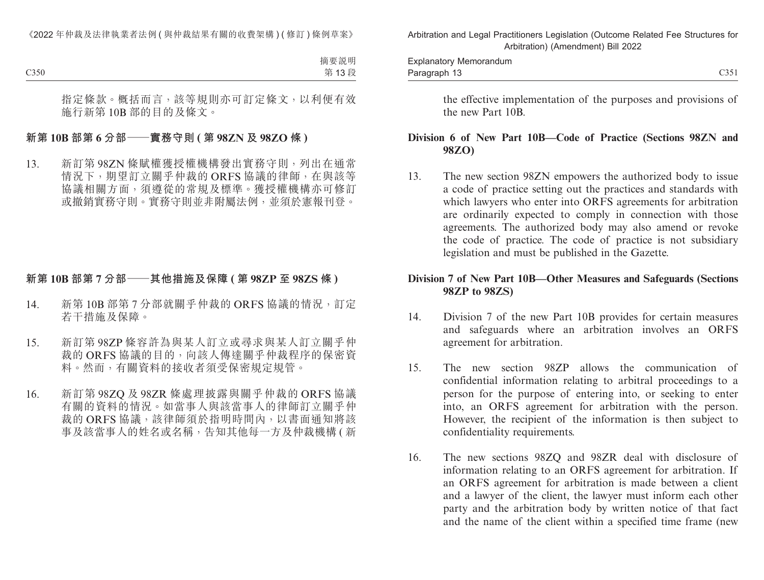指定條款。概括而言，該等規則亦可訂定條文，以利便有效施行新第 10B 部的目的及條文。

### 新第 10B 部第 6 分部——實務守則 (第 98ZN 及 98ZO 條)

13. 新訂第 98ZN 條賦權獲授權機構發出實務守則，列出在通常情況下，期望訂立關乎仲裁的 ORFS 協議的律師，在與該等協議相關方面，須遵從的常規及標準。獲授權機構亦可修訂或撤銷實務守則。實務守則並非附屬法例，並須於憲報刊登。

### 新第 10B 部第 7 分部——其他措施及保障 (第 98ZP 至 98ZS 條)

14. 新第 10B 部第 7 分部就關乎仲裁的 ORFS 協議的情況，訂定若干措施及保障。

15. 新訂第 98ZP 條容許為與某人訂立或尋求與某人訂立關乎仲裁的 ORFS 協議的目的，向該人傳達關乎仲裁程序的保密資料。然而，有關資料的接收者須受保密規定規管。

16. 新訂第 98ZQ 及 98ZR 條處理披露與關乎仲裁的 ORFS 協議有關的資料的情況。如當事人與該當事人的律師訂立關乎仲裁的 ORFS 協議，該律師須於指明時間內，以書面通知將該事及該當事人的姓名或名稱，告知其他每一方及仲裁機構 (新

the effective implementation of the purposes and provisions of the new Part 10B.

### Division 6 of New Part 10B—Code of Practice (Sections 98ZN and 98ZO)

13. The new section 98ZN empowers the authorized body to issue a code of practice setting out the practices and standards with which lawyers who enter into ORFS agreements for arbitration are ordinarily expected to comply in connection with those agreements. The authorized body may also amend or revoke the code of practice. The code of practice is not subsidiary legislation and must be published in the Gazette.

### Division 7 of New Part 10B—Other Measures and Safeguards (Sections 98ZP to 98ZS)

14. Division 7 of the new Part 10B provides for certain measures and safeguards where an arbitration involves an ORFS agreement for arbitration.

15. The new section 98ZP allows the communication of confidential information relating to arbitral proceedings to a person for the purpose of entering into, or seeking to enter into, an ORFS agreement for arbitration with the person. However, the recipient of the information is then subject to confidentiality requirements.

16. The new sections 98ZQ and 98ZR deal with disclosure of information relating to an ORFS agreement for arbitration. If an ORFS agreement for arbitration is made between a client and a lawyer of the client, the lawyer must inform each other party and the arbitration body by written notice of that fact and the name of the client within a specified time frame (new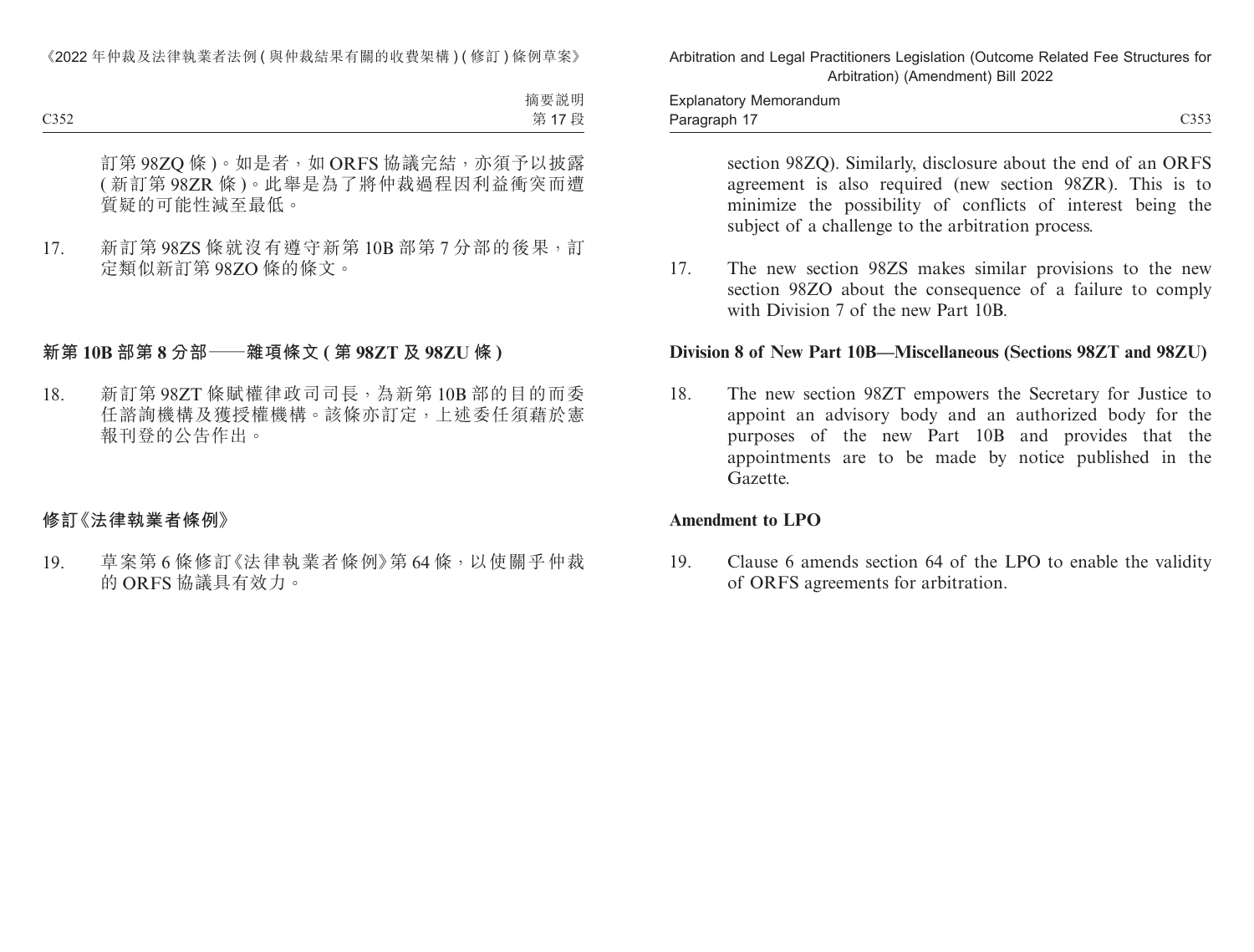訂第 98ZQ 條 )。如是者，如 ORFS 協議完結，亦須予以披露 ( 新訂第 98ZR 條 )。此舉是為了將仲裁過程因利益衝突而遭質疑的可能性減至最低。

17. 新訂第 98ZS 條就沒有遵守新第 10B 部第 7 分部的後果，訂定類似新訂第 98ZO 條的條文。

**新第 10B 部第 8 分部——雜項條文 ( 第 98ZT 及 98ZU 條 )**

18. 新訂第 98ZT 條賦權律政司司長，為新第 10B 部的目的而委任諮詢機構及獲授權機構。該條亦訂定，上述委任須藉於憲報刊登的公告作出。

**修訂《法律執業者條例》**

19. 草案第 6 條修訂《法律執業者條例》第 64 條，以使關乎仲裁的 ORFS 協議具有效力。

section 98ZQ). Similarly, disclosure about the end of an ORFS agreement is also required (new section 98ZR). This is to minimize the possibility of conflicts of interest being the subject of a challenge to the arbitration process.

17. The new section 98ZS makes similar provisions to the new section 98ZO about the consequence of a failure to comply with Division 7 of the new Part 10B.

**Division 8 of New Part 10B—Miscellaneous (Sections 98ZT and 98ZU)**

18. The new section 98ZT empowers the Secretary for Justice to appoint an advisory body and an authorized body for the purposes of the new Part 10B and provides that the appointments are to be made by notice published in the Gazette.

**Amendment to LPO**

19. Clause 6 amends section 64 of the LPO to enable the validity of ORFS agreements for arbitration.